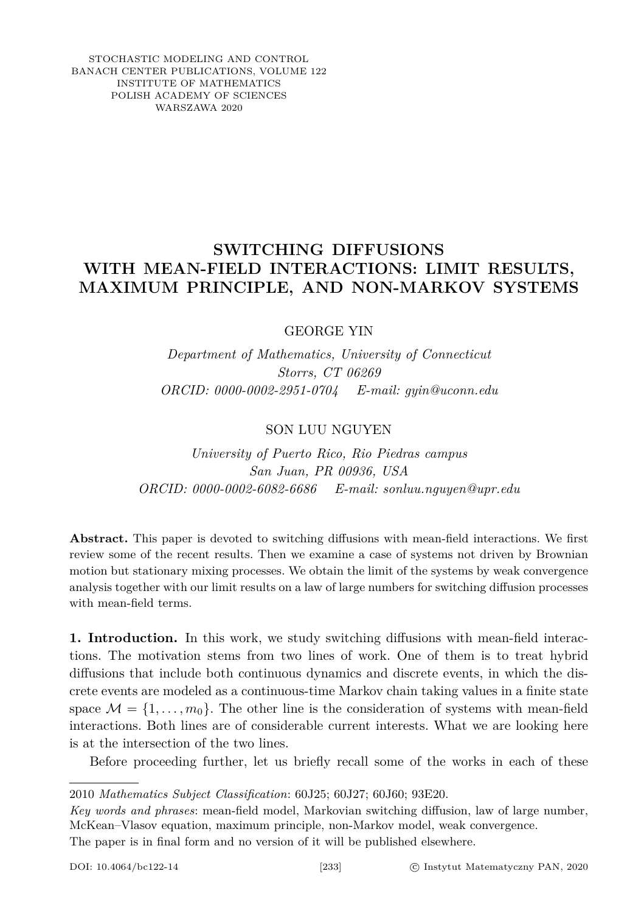STOCHASTIC MODELING AND CONTROL
BANACH CENTER PUBLICATIONS, VOLUME 122
INSTITUTE OF MATHEMATICS
POLISH ACADEMY OF SCIENCES
WARSZAWA 2020

# SWITCHING DIFFUSIONS WITH MEAN-FIELD INTERACTIONS: LIMIT RESULTS, MAXIMUM PRINCIPLE, AND NON-MARKOV SYSTEMS

GEORGE YIN

*Department of Mathematics, University of Connecticut*
*Storrs, CT 06269*
*ORCID: 0000-0002-2951-0704 E-mail: gyin@uconn.edu*

SON LUU NGUYEN

*University of Puerto Rico, Rio Piedras campus*
*San Juan, PR 00936, USA*
*ORCID: 0000-0002-6082-6686 E-mail: sonluu.nguyen@upr.edu*

**Abstract.** This paper is devoted to switching diffusions with mean-field interactions. We first review some of the recent results. Then we examine a case of systems not driven by Brownian motion but stationary mixing processes. We obtain the limit of the systems by weak convergence analysis together with our limit results on a law of large numbers for switching diffusion processes with mean-field terms.

**1. Introduction.** In this work, we study switching diffusions with mean-field interactions. The motivation stems from two lines of work. One of them is to treat hybrid diffusions that include both continuous dynamics and discrete events, in which the discrete events are modeled as a continuous-time Markov chain taking values in a finite state space $\mathcal{M} = \{1, \ldots, m_0\}$. The other line is the consideration of systems with mean-field interactions. Both lines are of considerable current interests. What we are looking here is at the intersection of the two lines.

Before proceeding further, let us briefly recall some of the works in each of these

---

2010 *Mathematics Subject Classification*: 60J25; 60J27; 60J60; 93E20.

*Key words and phrases*: mean-field model, Markovian switching diffusion, law of large number, McKean–Vlasov equation, maximum principle, non-Markov model, weak convergence.

The paper is in final form and no version of it will be published elsewhere.

DOI: 10.4064/bc122-14 © Instytut Matematyczny PAN, 2020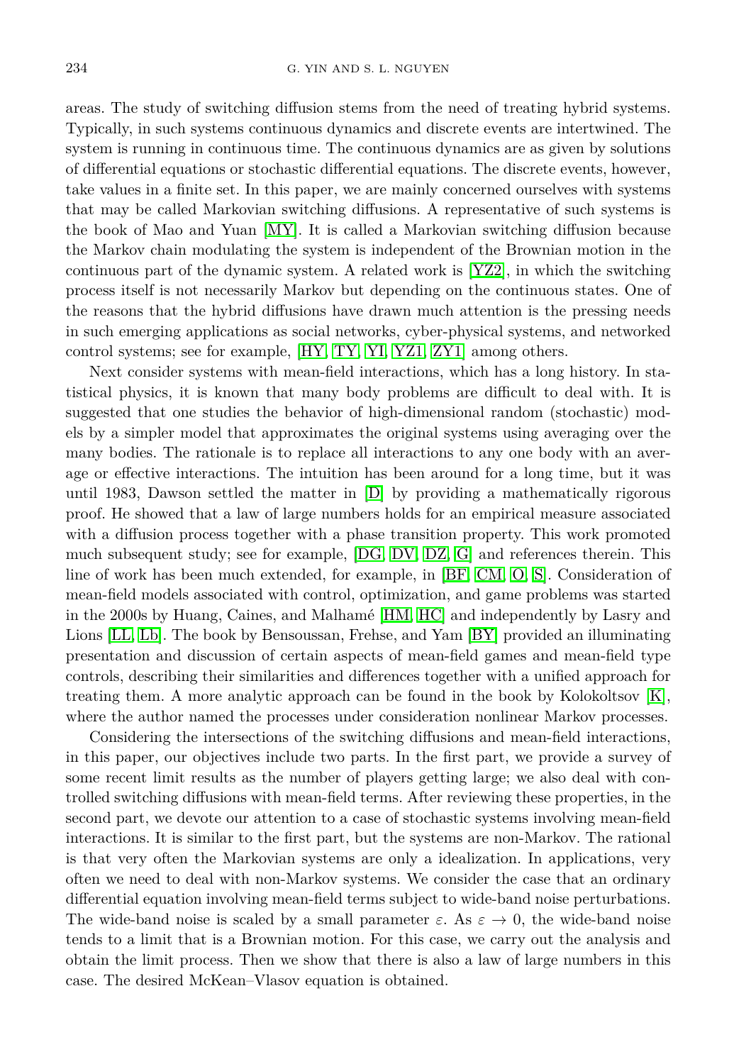areas. The study of switching diffusion stems from the need of treating hybrid systems. Typically, in such systems continuous dynamics and discrete events are intertwined. The system is running in continuous time. The continuous dynamics are as given by solutions of differential equations or stochastic differential equations. The discrete events, however, take values in a finite set. In this paper, we are mainly concerned ourselves with systems that may be called Markovian switching diffusions. A representative of such systems is the book of Mao and Yuan [MY]. It is called a Markovian switching diffusion because the Markov chain modulating the system is independent of the Brownian motion in the continuous part of the dynamic system. A related work is [YZ2], in which the switching process itself is not necessarily Markov but depending on the continuous states. One of the reasons that the hybrid diffusions have drawn much attention is the pressing needs in such emerging applications as social networks, cyber-physical systems, and networked control systems; see for example, [HY, TY, YI, YZ1, ZY1] among others.

Next consider systems with mean-field interactions, which has a long history. In statistical physics, it is known that many body problems are difficult to deal with. It is suggested that one studies the behavior of high-dimensional random (stochastic) models by a simpler model that approximates the original systems using averaging over the many bodies. The rationale is to replace all interactions to any one body with an average or effective interactions. The intuition has been around for a long time, but it was until 1983, Dawson settled the matter in [D] by providing a mathematically rigorous proof. He showed that a law of large numbers holds for an empirical measure associated with a diffusion process together with a phase transition property. This work promoted much subsequent study; see for example, [DG, DV, DZ, G] and references therein. This line of work has been much extended, for example, in [BF, CM, O, S]. Consideration of mean-field models associated with control, optimization, and game problems was started in the 2000s by Huang, Caines, and Malhamé [HM, HC] and independently by Lasry and Lions [LL, Lb]. The book by Bensoussan, Frehse, and Yam [BY] provided an illuminating presentation and discussion of certain aspects of mean-field games and mean-field type controls, describing their similarities and differences together with a unified approach for treating them. A more analytic approach can be found in the book by Kolokoltsov [K], where the author named the processes under consideration nonlinear Markov processes.

Considering the intersections of the switching diffusions and mean-field interactions, in this paper, our objectives include two parts. In the first part, we provide a survey of some recent limit results as the number of players getting large; we also deal with controlled switching diffusions with mean-field terms. After reviewing these properties, in the second part, we devote our attention to a case of stochastic systems involving mean-field interactions. It is similar to the first part, but the systems are non-Markov. The rational is that very often the Markovian systems are only a idealization. In applications, very often we need to deal with non-Markov systems. We consider the case that an ordinary differential equation involving mean-field terms subject to wide-band noise perturbations. The wide-band noise is scaled by a small parameter $\varepsilon$. As $\varepsilon \to 0$, the wide-band noise tends to a limit that is a Brownian motion. For this case, we carry out the analysis and obtain the limit process. Then we show that there is also a law of large numbers in this case. The desired McKean–Vlasov equation is obtained.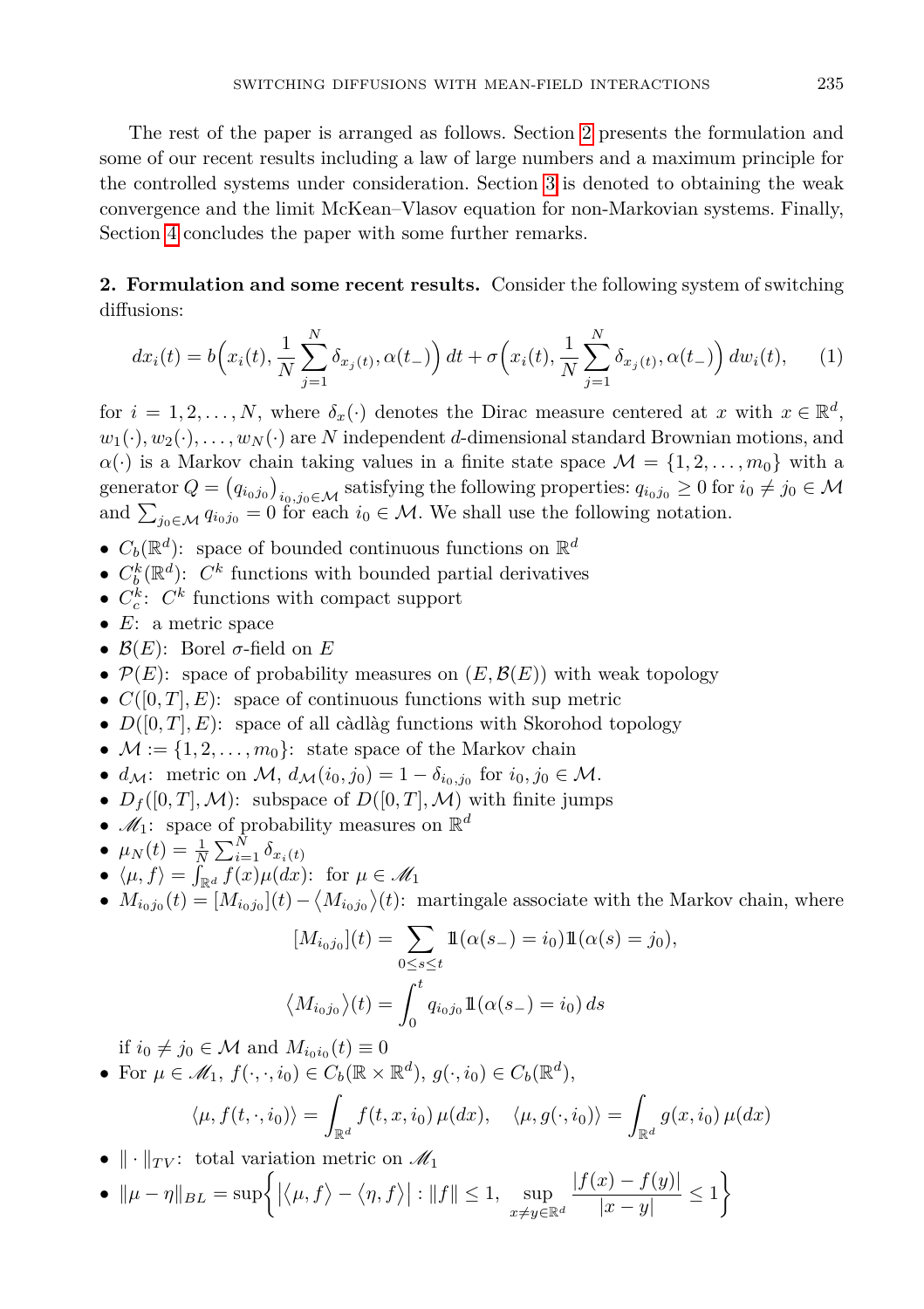The rest of the paper is arranged as follows. Section 2 presents the formulation and some of our recent results including a law of large numbers and a maximum principle for the controlled systems under consideration. Section 3 is denoted to obtaining the weak convergence and the limit McKean–Vlasov equation for non-Markovian systems. Finally, Section 4 concludes the paper with some further remarks.

## 2. Formulation and some recent results.

Consider the following system of switching diffusions:

$$dx_i(t) = b\Big(x_i(t), \frac{1}{N}\sum_{j=1}^{N} \delta_{x_j(t)}, \alpha(t_-)\Big)\,dt + \sigma\Big(x_i(t), \frac{1}{N}\sum_{j=1}^{N} \delta_{x_j(t)}, \alpha(t_-)\Big)\,dw_i(t), \tag{1}$$

for $i = 1, 2, \dots, N$, where $\delta_x(\cdot)$ denotes the Dirac measure centered at $x$ with $x \in \mathbb{R}^d$, $w_1(\cdot), w_2(\cdot), \dots, w_N(\cdot)$ are $N$ independent $d$-dimensional standard Brownian motions, and $\alpha(\cdot)$ is a Markov chain taking values in a finite state space $\mathcal{M} = \{1, 2, \dots, m_0\}$ with a generator $Q = \big(q_{i_0j_0}\big)_{i_0,j_0\in\mathcal{M}}$ satisfying the following properties: $q_{i_0j_0} \ge 0$ for $i_0 \ne j_0 \in \mathcal{M}$ and $\sum_{j_0\in\mathcal{M}} q_{i_0j_0} = 0$ for each $i_0 \in \mathcal{M}$. We shall use the following notation.

- $C_b(\mathbb{R}^d)$: space of bounded continuous functions on $\mathbb{R}^d$
- $C_b^k(\mathbb{R}^d)$: $C^k$ functions with bounded partial derivatives
- $C_c^k$: $C^k$ functions with compact support
- $E$: a metric space
- $\mathcal{B}(E)$: Borel $\sigma$-field on $E$
- $\mathcal{P}(E)$: space of probability measures on $(E, \mathcal{B}(E))$ with weak topology
- $C([0,T], E)$: space of continuous functions with sup metric
- $D([0,T], E)$: space of all càdlàg functions with Skorohod topology
- $\mathcal{M} := \{1, 2, \dots, m_0\}$: state space of the Markov chain
- $d_{\mathcal{M}}$: metric on $\mathcal{M}$, $d_{\mathcal{M}}(i_0, j_0) = 1 - \delta_{i_0,j_0}$ for $i_0, j_0 \in \mathcal{M}$.
- $D_f([0,T], \mathcal{M})$: subspace of $D([0,T], \mathcal{M})$ with finite jumps
- $\mathscr{M}_1$: space of probability measures on $\mathbb{R}^d$
- $\mu_N(t) = \frac{1}{N}\sum_{i=1}^{N} \delta_{x_i(t)}$
- $\langle \mu, f\rangle = \int_{\mathbb{R}^d} f(x)\mu(dx)$: for $\mu \in \mathscr{M}_1$
- $M_{i_0j_0}(t) = [M_{i_0j_0}](t) - \langle M_{i_0j_0}\rangle(t)$: martingale associate with the Markov chain, where

$$[M_{i_0j_0}](t) = \sum_{0\le s\le t} \mathbb{1}(\alpha(s_-) = i_0)\mathbb{1}(\alpha(s) = j_0),$$

$$\langle M_{i_0j_0}\rangle(t) = \int_0^t q_{i_0j_0}\mathbb{1}(\alpha(s_-) = i_0)\,ds$$

  if $i_0 \ne j_0 \in \mathcal{M}$ and $M_{i_0i_0}(t) \equiv 0$
- For $\mu \in \mathscr{M}_1$, $f(\cdot,\cdot,i_0) \in C_b(\mathbb{R}\times\mathbb{R}^d)$, $g(\cdot, i_0) \in C_b(\mathbb{R}^d)$,

$$\langle \mu, f(t,\cdot,i_0)\rangle = \int_{\mathbb{R}^d} f(t,x,i_0)\,\mu(dx), \quad \langle \mu, g(\cdot,i_0)\rangle = \int_{\mathbb{R}^d} g(x,i_0)\,\mu(dx)$$

- $\|\cdot\|_{TV}$: total variation metric on $\mathscr{M}_1$
- $\|\mu - \eta\|_{BL} = \sup\Big\{ \big|\langle \mu, f\rangle - \langle \eta, f\rangle\big| : \|f\| \le 1, \ \sup\limits_{x\ne y\in\mathbb{R}^d} \dfrac{|f(x) - f(y)|}{|x-y|} \le 1 \Big\}$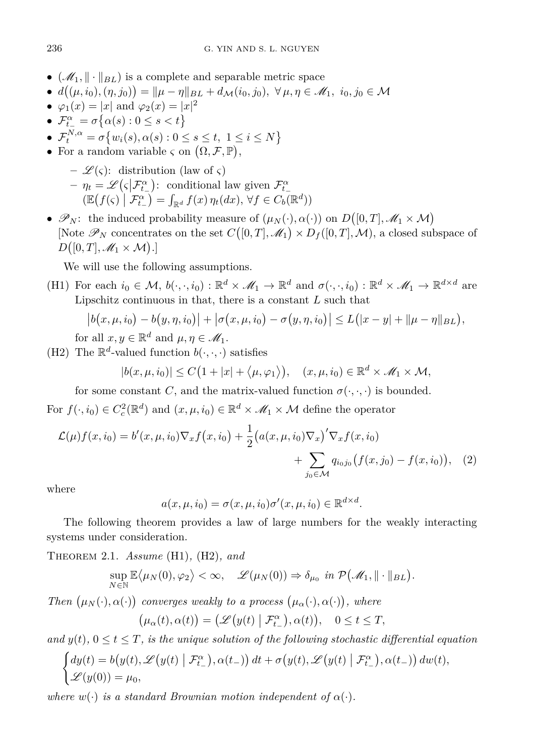- $(\mathscr{M}_1, \|\cdot\|_{BL})$ is a complete and separable metric space
- $d\big((\mu, i_0), (\eta, j_0)\big) = \|\mu - \eta\|_{BL} + d_{\mathcal{M}}(i_0, j_0),\ \forall\, \mu, \eta \in \mathscr{M}_1,\ i_0, j_0 \in \mathcal{M}$
- $\varphi_1(x) = |x|$ and $\varphi_2(x) = |x|^2$
- $\mathcal{F}^{\alpha}_{t_-} = \sigma\big\{\alpha(s) : 0 \le s < t\big\}$
- $\mathcal{F}^{N,\alpha}_{t} = \sigma\big\{w_i(s), \alpha(s) : 0 \le s \le t,\ 1 \le i \le N\big\}$
- For a random variable $\varsigma$ on $\big(\Omega, \mathcal{F}, \mathbb{P}\big)$,
  - $\mathscr{L}(\varsigma)$: distribution (law of $\varsigma$)
  - $\eta_t = \mathscr{L}\big(\varsigma \big| \mathcal{F}^{\alpha}_{t_-}\big)$: conditional law given $\mathcal{F}^{\alpha}_{t_-}$ $\big(\mathbb{E}\big(f(\varsigma)\ \big|\ \mathcal{F}^{\alpha}_{t_-}\big) = \int_{\mathbb{R}^d} f(x)\, \eta_t(dx),\ \forall f \in C_b(\mathbb{R}^d)\big)$
- $\mathscr{P}_N$: the induced probability measure of $(\mu_N(\cdot), \alpha(\cdot))$ on $D\big([0,T], \mathscr{M}_1 \times \mathcal{M}\big)$ [Note $\mathscr{P}_N$ concentrates on the set $C\big([0,T], \mathscr{M}_1\big) \times D_f([0,T], \mathcal{M})$, a closed subspace of $D\big([0,T], \mathscr{M}_1 \times \mathcal{M}\big)$.]

We will use the following assumptions.

(H1) For each $i_0 \in \mathcal{M}$, $b(\cdot, \cdot, i_0) : \mathbb{R}^d \times \mathscr{M}_1 \to \mathbb{R}^d$ and $\sigma(\cdot, \cdot, i_0) : \mathbb{R}^d \times \mathscr{M}_1 \to \mathbb{R}^{d \times d}$ are Lipschitz continuous in that, there is a constant $L$ such that

$$\big|b\big(x, \mu, i_0\big) - b\big(y, \eta, i_0\big)\big| + \big|\sigma\big(x, \mu, i_0\big) - \sigma\big(y, \eta, i_0\big)\big| \le L\big(|x - y| + \|\mu - \eta\|_{BL}\big),$$

for all $x, y \in \mathbb{R}^d$ and $\mu, \eta \in \mathscr{M}_1$.

(H2) The $\mathbb{R}^d$-valued function $b(\cdot, \cdot, \cdot)$ satisfies

$$|b(x, \mu, i_0)| \le C\big(1 + |x| + \big\langle \mu, \varphi_1 \big\rangle\big), \quad (x, \mu, i_0) \in \mathbb{R}^d \times \mathscr{M}_1 \times \mathcal{M},$$

for some constant $C$, and the matrix-valued function $\sigma(\cdot, \cdot, \cdot)$ is bounded.

For $f(\cdot, i_0) \in C^2_c(\mathbb{R}^d)$ and $(x, \mu, i_0) \in \mathbb{R}^d \times \mathscr{M}_1 \times \mathcal{M}$ define the operator

$$\mathcal{L}(\mu) f(x, i_0) = b'(x, \mu, i_0) \nabla_x f\big(x, i_0\big) + \frac{1}{2}\big(a(x, \mu, i_0)\nabla_x\big)' \nabla_x f(x, i_0) + \sum_{j_0 \in \mathcal{M}} q_{i_0 j_0}\big(f(x, j_0) - f(x, i_0)\big), \quad (2)$$

where

$$a(x, \mu, i_0) = \sigma(x, \mu, i_0)\sigma'(x, \mu, i_0) \in \mathbb{R}^{d \times d}.$$

The following theorem provides a law of large numbers for the weakly interacting systems under consideration.

THEOREM 2.1. *Assume* (H1), (H2), *and*

$$\sup_{N \in \mathbb{N}} \mathbb{E}\big\langle \mu_N(0), \varphi_2 \big\rangle < \infty, \quad \mathscr{L}(\mu_N(0)) \Rightarrow \delta_{\mu_0} \text{ in } \mathcal{P}\big(\mathscr{M}_1, \|\cdot\|_{BL}\big).$$

*Then* $\big(\mu_N(\cdot), \alpha(\cdot)\big)$ *converges weakly to a process* $\big(\mu_\alpha(\cdot), \alpha(\cdot)\big)$, *where*

$$\big(\mu_\alpha(t), \alpha(t)\big) = \big(\mathscr{L}\big(y(t)\ \big|\ \mathcal{F}^{\alpha}_{t_-}\big), \alpha(t)\big), \quad 0 \le t \le T,$$

*and* $y(t)$, $0 \le t \le T$, *is the unique solution of the following stochastic differential equation*

$$\begin{cases} dy(t) = b\big(y(t), \mathscr{L}\big(y(t)\ \big|\ \mathcal{F}^{\alpha}_{t_-}\big), \alpha(t_-)\big)\, dt + \sigma\big(y(t), \mathscr{L}\big(y(t)\ \big|\ \mathcal{F}^{\alpha}_{t_-}\big), \alpha(t_-)\big)\, dw(t), \\ \mathscr{L}(y(0)) = \mu_0, \end{cases}$$

*where* $w(\cdot)$ *is a standard Brownian motion independent of* $\alpha(\cdot)$.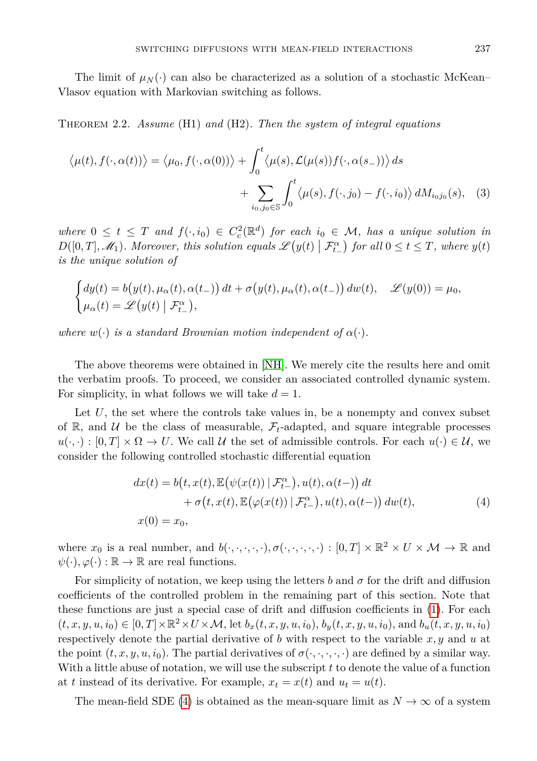The limit of $\mu_N(\cdot)$ can also be characterized as a solution of a stochastic McKean–Vlasov equation with Markovian switching as follows.

THEOREM 2.2. *Assume* (H1) *and* (H2)*. Then the system of integral equations*

$$
\begin{aligned}
\big\langle \mu(t), f(\cdot, \alpha(t)) \big\rangle = \big\langle \mu_0, f(\cdot, \alpha(0)) \big\rangle &+ \int_0^t \big\langle \mu(s), \mathcal{L}(\mu(s)) f(\cdot, \alpha(s_-)) \big\rangle \, ds \\
&+ \sum_{i_0, j_0 \in \mathbb{S}} \int_0^t \big\langle \mu(s), f(\cdot, j_0) - f(\cdot, i_0) \big\rangle \, dM_{i_0 j_0}(s), \quad (3)
\end{aligned}
$$

*where* $0 \le t \le T$ *and* $f(\cdot, i_0) \in C_c^2(\mathbb{R}^d)$ *for each* $i_0 \in \mathcal{M}$*, has a unique solution in* $D([0,T], \mathscr{M}_1)$*. Moreover, this solution equals* $\mathscr{L}\big(y(t) \mid \mathcal{F}_{t_-}^{\alpha}\big)$ *for all* $0 \le t \le T$*, where* $y(t)$ *is the unique solution of*

$$
\begin{cases}
dy(t) = b\big(y(t), \mu_\alpha(t), \alpha(t_-)\big) \, dt + \sigma\big(y(t), \mu_\alpha(t), \alpha(t_-)\big) \, dw(t), \quad \mathscr{L}(y(0)) = \mu_0, \\
\mu_\alpha(t) = \mathscr{L}\big(y(t) \mid \mathcal{F}_{t_-}^{\alpha}\big),
\end{cases}
$$

*where* $w(\cdot)$ *is a standard Brownian motion independent of* $\alpha(\cdot)$*.*

The above theorems were obtained in [NH]. We merely cite the results here and omit the verbatim proofs. To proceed, we consider an associated controlled dynamic system. For simplicity, in what follows we will take $d = 1$.

Let $U$, the set where the controls take values in, be a nonempty and convex subset of $\mathbb{R}$, and $\mathcal{U}$ be the class of measurable, $\mathcal{F}_t$-adapted, and square integrable processes $u(\cdot, \cdot) : [0,T] \times \Omega \to U$. We call $\mathcal{U}$ the set of admissible controls. For each $u(\cdot) \in \mathcal{U}$, we consider the following controlled stochastic differential equation

$$
\begin{aligned}
dx(t) &= b\big(t, x(t), \mathbb{E}\big(\psi(x(t)) \mid \mathcal{F}_{t-}^{\alpha}\big), u(t), \alpha(t-)\big) \, dt \\
&\quad + \sigma\big(t, x(t), \mathbb{E}\big(\varphi(x(t)) \mid \mathcal{F}_{t-}^{\alpha}\big), u(t), \alpha(t-)\big) \, dw(t), \qquad (4) \\
x(0) &= x_0,
\end{aligned}
$$

where $x_0$ is a real number, and $b(\cdot,\cdot,\cdot,\cdot,\cdot), \sigma(\cdot,\cdot,\cdot,\cdot,\cdot) : [0,T] \times \mathbb{R}^2 \times U \times \mathcal{M} \to \mathbb{R}$ and $\psi(\cdot), \varphi(\cdot) : \mathbb{R} \to \mathbb{R}$ are real functions.

For simplicity of notation, we keep using the letters $b$ and $\sigma$ for the drift and diffusion coefficients of the controlled problem in the remaining part of this section. Note that these functions are just a special case of drift and diffusion coefficients in (1). For each $(t, x, y, u, i_0) \in [0,T] \times \mathbb{R}^2 \times U \times \mathcal{M}$, let $b_x(t,x,y,u,i_0)$, $b_y(t,x,y,u,i_0)$, and $b_u(t,x,y,u,i_0)$ respectively denote the partial derivative of $b$ with respect to the variable $x, y$ and $u$ at the point $(t,x,y,u,i_0)$. The partial derivatives of $\sigma(\cdot,\cdot,\cdot,\cdot,\cdot)$ are defined by a similar way. With a little abuse of notation, we will use the subscript $t$ to denote the value of a function at $t$ instead of its derivative. For example, $x_t = x(t)$ and $u_t = u(t)$.

The mean-field SDE (4) is obtained as the mean-square limit as $N \to \infty$ of a system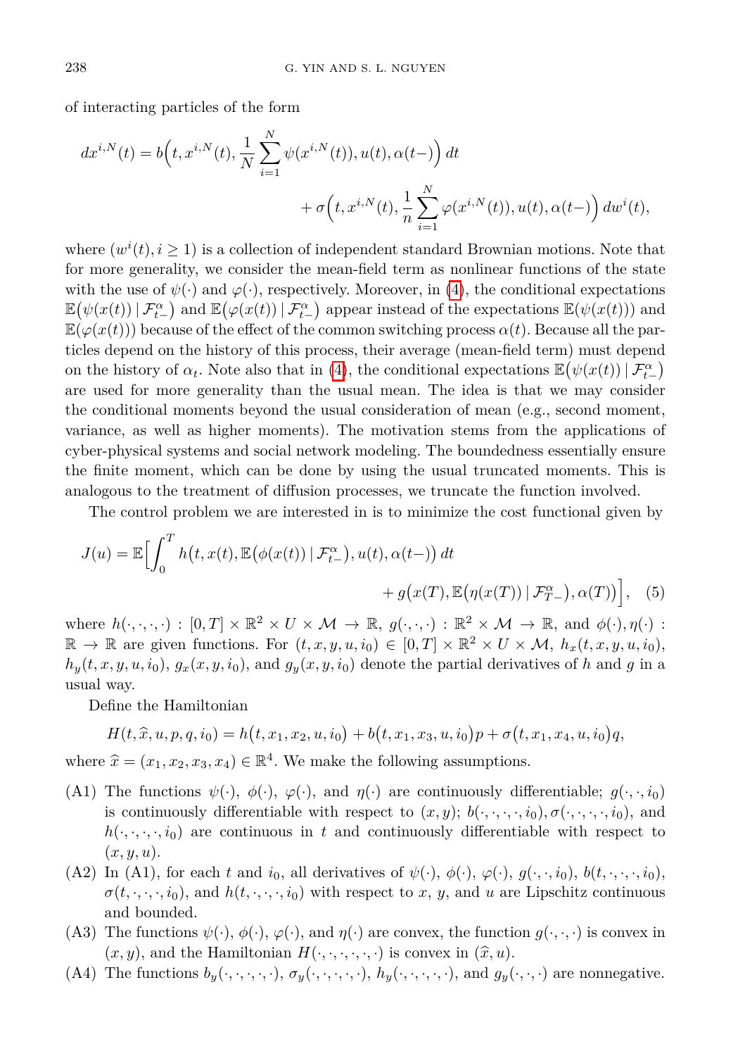of interacting particles of the form

$$dx^{i,N}(t) = b\Big(t, x^{i,N}(t), \frac{1}{N}\sum_{i=1}^{N}\psi(x^{i,N}(t)), u(t), \alpha(t-)\Big)\,dt$$
$$+ \sigma\Big(t, x^{i,N}(t), \frac{1}{n}\sum_{i=1}^{N}\varphi(x^{i,N}(t)), u(t), \alpha(t-)\Big)\,dw^i(t),$$

where $(w^i(t), i \geq 1)$ is a collection of independent standard Brownian motions. Note that for more generality, we consider the mean-field term as nonlinear functions of the state with the use of $\psi(\cdot)$ and $\varphi(\cdot)$, respectively. Moreover, in (4), the conditional expectations $\mathbb{E}\big(\psi(x(t)) \,|\, \mathcal{F}^{\alpha}_{t-}\big)$ and $\mathbb{E}\big(\varphi(x(t)) \,|\, \mathcal{F}^{\alpha}_{t-}\big)$ appear instead of the expectations $\mathbb{E}(\psi(x(t)))$ and $\mathbb{E}(\varphi(x(t)))$ because of the effect of the common switching process $\alpha(t)$. Because all the particles depend on the history of this process, their average (mean-field term) must depend on the history of $\alpha_t$. Note also that in (4), the conditional expectations $\mathbb{E}\big(\psi(x(t)) \,|\, \mathcal{F}^{\alpha}_{t-}\big)$ are used for more generality than the usual mean. The idea is that we may consider the conditional moments beyond the usual consideration of mean (e.g., second moment, variance, as well as higher moments). The motivation stems from the applications of cyber-physical systems and social network modeling. The boundedness essentially ensure the finite moment, which can be done by using the usual truncated moments. This is analogous to the treatment of diffusion processes, we truncate the function involved.

The control problem we are interested in is to minimize the cost functional given by

$$J(u) = \mathbb{E}\Big[\int_0^T h\big(t, x(t), \mathbb{E}\big(\phi(x(t)) \,|\, \mathcal{F}^{\alpha}_{t-}\big), u(t), \alpha(t-)\big)\,dt$$
$$+ g\big(x(T), \mathbb{E}\big(\eta(x(T)) \,|\, \mathcal{F}^{\alpha}_{T-}\big), \alpha(T)\big)\Big], \quad (5)$$

where $h(\cdot,\cdot,\cdot,\cdot) : [0,T] \times \mathbb{R}^2 \times U \times \mathcal{M} \to \mathbb{R}$, $g(\cdot,\cdot,\cdot) : \mathbb{R}^2 \times \mathcal{M} \to \mathbb{R}$, and $\phi(\cdot), \eta(\cdot) : \mathbb{R} \to \mathbb{R}$ are given functions. For $(t, x, y, u, i_0) \in [0,T] \times \mathbb{R}^2 \times U \times \mathcal{M}$, $h_x(t, x, y, u, i_0)$, $h_y(t, x, y, u, i_0)$, $g_x(x, y, i_0)$, and $g_y(x, y, i_0)$ denote the partial derivatives of $h$ and $g$ in a usual way.

Define the Hamiltonian

$$H(t, \widehat{x}, u, p, q, i_0) = h\big(t, x_1, x_2, u, i_0\big) + b\big(t, x_1, x_3, u, i_0\big)p + \sigma\big(t, x_1, x_4, u, i_0\big)q,$$

where $\widehat{x} = (x_1, x_2, x_3, x_4) \in \mathbb{R}^4$. We make the following assumptions.

- (A1) The functions $\psi(\cdot)$, $\phi(\cdot)$, $\varphi(\cdot)$, and $\eta(\cdot)$ are continuously differentiable; $g(\cdot,\cdot,i_0)$ is continuously differentiable with respect to $(x,y)$; $b(\cdot,\cdot,\cdot,\cdot,i_0), \sigma(\cdot,\cdot,\cdot,\cdot,i_0)$, and $h(\cdot,\cdot,\cdot,\cdot,i_0)$ are continuous in $t$ and continuously differentiable with respect to $(x,y,u)$.
- (A2) In (A1), for each $t$ and $i_0$, all derivatives of $\psi(\cdot)$, $\phi(\cdot)$, $\varphi(\cdot)$, $g(\cdot,\cdot,i_0)$, $b(t,\cdot,\cdot,\cdot,i_0)$, $\sigma(t,\cdot,\cdot,\cdot,i_0)$, and $h(t,\cdot,\cdot,\cdot,i_0)$ with respect to $x$, $y$, and $u$ are Lipschitz continuous and bounded.
- (A3) The functions $\psi(\cdot)$, $\phi(\cdot)$, $\varphi(\cdot)$, and $\eta(\cdot)$ are convex, the function $g(\cdot,\cdot,\cdot)$ is convex in $(x,y)$, and the Hamiltonian $H(\cdot,\cdot,\cdot,\cdot,\cdot,\cdot)$ is convex in $(\widehat{x}, u)$.
- (A4) The functions $b_y(\cdot,\cdot,\cdot,\cdot,\cdot)$, $\sigma_y(\cdot,\cdot,\cdot,\cdot,\cdot)$, $h_y(\cdot,\cdot,\cdot,\cdot,\cdot)$, and $g_y(\cdot,\cdot,\cdot)$ are nonnegative.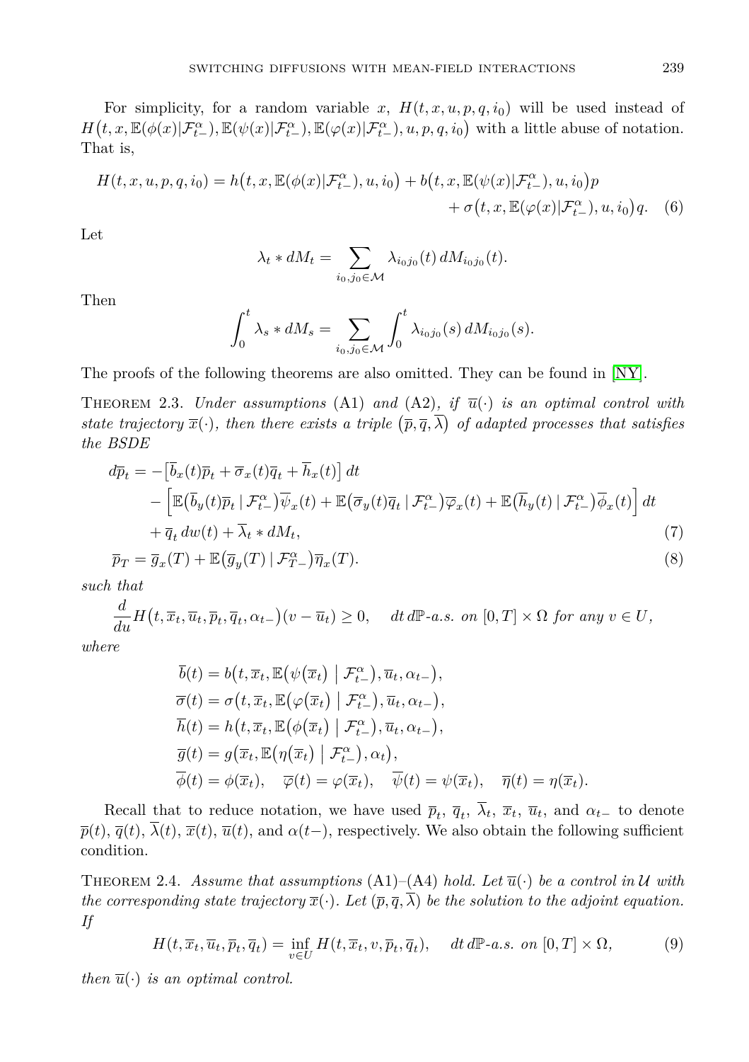For simplicity, for a random variable $x$, $H(t,x,u,p,q,i_0)$ will be used instead of $H\big(t,x,\mathbb{E}(\phi(x)|\mathcal{F}^{\alpha}_{t-}),\mathbb{E}(\psi(x)|\mathcal{F}^{\alpha}_{t-}),\mathbb{E}(\varphi(x)|\mathcal{F}^{\alpha}_{t-}),u,p,q,i_0\big)$ with a little abuse of notation. That is,

$$H(t,x,u,p,q,i_0) = h\big(t,x,\mathbb{E}(\phi(x)|\mathcal{F}^{\alpha}_{t-}),u,i_0\big) + b\big(t,x,\mathbb{E}(\psi(x)|\mathcal{F}^{\alpha}_{t-}),u,i_0\big)p + \sigma\big(t,x,\mathbb{E}(\varphi(x)|\mathcal{F}^{\alpha}_{t-}),u,i_0\big)q. \quad (6)$$

Let

$$\lambda_t * dM_t = \sum_{i_0,j_0\in\mathcal{M}} \lambda_{i_0j_0}(t)\,dM_{i_0j_0}(t).$$

Then

$$\int_0^t \lambda_s * dM_s = \sum_{i_0,j_0\in\mathcal{M}} \int_0^t \lambda_{i_0j_0}(s)\,dM_{i_0j_0}(s).$$

The proofs of the following theorems are also omitted. They can be found in [NY].

Theorem 2.3. *Under assumptions* (A1) *and* (A2)*, if $\overline{u}(\cdot)$ is an optimal control with state trajectory $\overline{x}(\cdot)$, then there exists a triple $\big(\overline{p},\overline{q},\overline{\lambda}\big)$ of adapted processes that satisfies the BSDE*

$$\begin{aligned}
d\overline{p}_t = &-\big[\overline{b}_x(t)\overline{p}_t + \overline{\sigma}_x(t)\overline{q}_t + \overline{h}_x(t)\big]\,dt \\
&- \Big[\mathbb{E}\big(\overline{b}_y(t)\overline{p}_t \mid \mathcal{F}^{\alpha}_{t-}\big)\overline{\psi}_x(t) + \mathbb{E}\big(\overline{\sigma}_y(t)\overline{q}_t \mid \mathcal{F}^{\alpha}_{t-}\big)\overline{\varphi}_x(t) + \mathbb{E}\big(\overline{h}_y(t) \mid \mathcal{F}^{\alpha}_{t-}\big)\overline{\phi}_x(t)\Big]\,dt \\
&+ \overline{q}_t\,dw(t) + \overline{\lambda}_t * dM_t, \qquad (7)\\
\overline{p}_T = &\ \overline{g}_x(T) + \mathbb{E}\big(\overline{g}_y(T) \mid \mathcal{F}^{\alpha}_{T-}\big)\overline{\eta}_x(T). \qquad (8)
\end{aligned}$$

*such that*

$$\frac{d}{du}H\big(t,\overline{x}_t,\overline{u}_t,\overline{p}_t,\overline{q}_t,\alpha_{t-}\big)(v-\overline{u}_t) \ge 0, \quad dt\,d\mathbb{P}\text{-a.s. on } [0,T]\times\Omega \text{ for any } v\in U,$$

*where*

$$\begin{aligned}
\overline{b}(t) &= b\big(t,\overline{x}_t,\mathbb{E}\big(\psi(\overline{x}_t) \bigm| \mathcal{F}^{\alpha}_{t-}\big),\overline{u}_t,\alpha_{t-}\big),\\
\overline{\sigma}(t) &= \sigma\big(t,\overline{x}_t,\mathbb{E}\big(\varphi(\overline{x}_t) \bigm| \mathcal{F}^{\alpha}_{t-}\big),\overline{u}_t,\alpha_{t-}\big),\\
\overline{h}(t) &= h\big(t,\overline{x}_t,\mathbb{E}\big(\phi(\overline{x}_t) \bigm| \mathcal{F}^{\alpha}_{t-}\big),\overline{u}_t,\alpha_{t-}\big),\\
\overline{g}(t) &= g\big(\overline{x}_t,\mathbb{E}\big(\eta(\overline{x}_t) \bigm| \mathcal{F}^{\alpha}_{t-}\big),\alpha_t\big),\\
\overline{\phi}(t) &= \phi(\overline{x}_t), \quad \overline{\varphi}(t) = \varphi(\overline{x}_t), \quad \overline{\psi}(t) = \psi(\overline{x}_t), \quad \overline{\eta}(t) = \eta(\overline{x}_t).
\end{aligned}$$

Recall that to reduce notation, we have used $\overline{p}_t$, $\overline{q}_t$, $\overline{\lambda}_t$, $\overline{x}_t$, $\overline{u}_t$, and $\alpha_{t-}$ to denote $\overline{p}(t)$, $\overline{q}(t)$, $\overline{\lambda}(t)$, $\overline{x}(t)$, $\overline{u}(t)$, and $\alpha(t-)$, respectively. We also obtain the following sufficient condition.

Theorem 2.4. *Assume that assumptions* (A1)–(A4) *hold. Let $\overline{u}(\cdot)$ be a control in $\mathcal{U}$ with the corresponding state trajectory $\overline{x}(\cdot)$. Let $(\overline{p},\overline{q},\overline{\lambda})$ be the solution to the adjoint equation. If*

$$H(t,\overline{x}_t,\overline{u}_t,\overline{p}_t,\overline{q}_t) = \inf_{v\in U} H(t,\overline{x}_t,v,\overline{p}_t,\overline{q}_t), \quad dt\,d\mathbb{P}\text{-a.s. on } [0,T]\times\Omega, \qquad (9)$$

*then $\overline{u}(\cdot)$ is an optimal control.*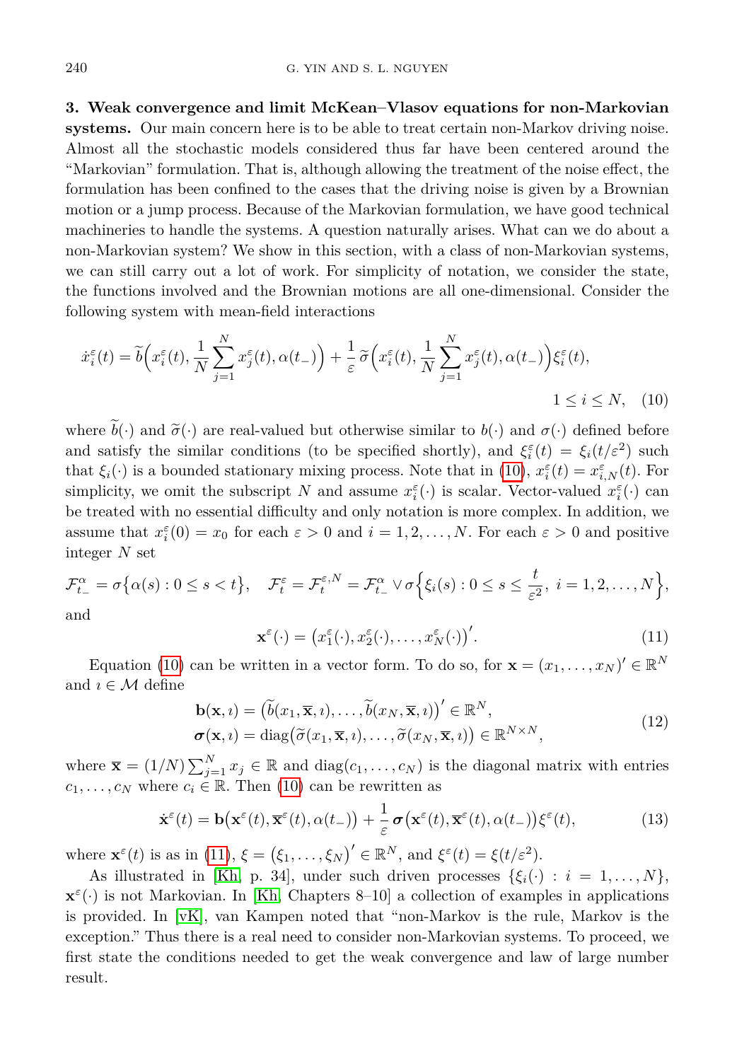**3. Weak convergence and limit McKean–Vlasov equations for non-Markovian systems.** Our main concern here is to be able to treat certain non-Markov driving noise. Almost all the stochastic models considered thus far have been centered around the "Markovian" formulation. That is, although allowing the treatment of the noise effect, the formulation has been confined to the cases that the driving noise is given by a Brownian motion or a jump process. Because of the Markovian formulation, we have good technical machineries to handle the systems. A question naturally arises. What can we do about a non-Markovian system? We show in this section, with a class of non-Markovian systems, we can still carry out a lot of work. For simplicity of notation, we consider the state, the functions involved and the Brownian motions are all one-dimensional. Consider the following system with mean-field interactions

$$\dot{x}_i^\varepsilon(t) = \widetilde{b}\Big(x_i^\varepsilon(t), \frac{1}{N}\sum_{j=1}^N x_j^\varepsilon(t), \alpha(t_-)\Big) + \frac{1}{\varepsilon}\,\widetilde{\sigma}\Big(x_i^\varepsilon(t), \frac{1}{N}\sum_{j=1}^N x_j^\varepsilon(t), \alpha(t_-)\Big)\xi_i^\varepsilon(t), \quad 1 \le i \le N, \tag{10}$$

where $\widetilde{b}(\cdot)$ and $\widetilde{\sigma}(\cdot)$ are real-valued but otherwise similar to $b(\cdot)$ and $\sigma(\cdot)$ defined before and satisfy the similar conditions (to be specified shortly), and $\xi_i^\varepsilon(t) = \xi_i(t/\varepsilon^2)$ such that $\xi_i(\cdot)$ is a bounded stationary mixing process. Note that in (10), $x_i^\varepsilon(t) = x_{i,N}^\varepsilon(t)$. For simplicity, we omit the subscript $N$ and assume $x_i^\varepsilon(\cdot)$ is scalar. Vector-valued $x_i^\varepsilon(\cdot)$ can be treated with no essential difficulty and only notation is more complex. In addition, we assume that $x_i^\varepsilon(0) = x_0$ for each $\varepsilon > 0$ and $i = 1, 2, \dots, N$. For each $\varepsilon > 0$ and positive integer $N$ set

$$\mathcal{F}_{t_-}^\alpha = \sigma\big\{\alpha(s) : 0 \le s < t\big\}, \quad \mathcal{F}_t^\varepsilon = \mathcal{F}_t^{\varepsilon,N} = \mathcal{F}_{t_-}^\alpha \vee \sigma\Big\{\xi_i(s) : 0 \le s \le \frac{t}{\varepsilon^2},\ i = 1, 2, \dots, N\Big\},$$

and

$$\mathbf{x}^\varepsilon(\cdot) = \big(x_1^\varepsilon(\cdot), x_2^\varepsilon(\cdot), \dots, x_N^\varepsilon(\cdot)\big)'. \tag{11}$$

Equation (10) can be written in a vector form. To do so, for $\mathbf{x} = (x_1, \dots, x_N)' \in \mathbb{R}^N$ and $\imath \in \mathcal{M}$ define

$$\begin{aligned} \mathbf{b}(\mathbf{x}, \imath) &= \big(\widetilde{b}(x_1, \overline{\mathbf{x}}, \imath), \dots, \widetilde{b}(x_N, \overline{\mathbf{x}}, \imath)\big)' \in \mathbb{R}^N, \\ \boldsymbol{\sigma}(\mathbf{x}, \imath) &= \operatorname{diag}\big(\widetilde{\sigma}(x_1, \overline{\mathbf{x}}, \imath), \dots, \widetilde{\sigma}(x_N, \overline{\mathbf{x}}, \imath)\big) \in \mathbb{R}^{N \times N}, \end{aligned} \tag{12}$$

where $\overline{\mathbf{x}} = (1/N)\sum_{j=1}^N x_j \in \mathbb{R}$ and $\operatorname{diag}(c_1, \dots, c_N)$ is the diagonal matrix with entries $c_1, \dots, c_N$ where $c_i \in \mathbb{R}$. Then (10) can be rewritten as

$$\dot{\mathbf{x}}^\varepsilon(t) = \mathbf{b}\big(\mathbf{x}^\varepsilon(t), \overline{\mathbf{x}}^\varepsilon(t), \alpha(t_-)\big) + \frac{1}{\varepsilon}\,\boldsymbol{\sigma}\big(\mathbf{x}^\varepsilon(t), \overline{\mathbf{x}}^\varepsilon(t), \alpha(t_-)\big)\xi^\varepsilon(t), \tag{13}$$

where $\mathbf{x}^\varepsilon(t)$ is as in (11), $\xi = \big(\xi_1, \dots, \xi_N\big)' \in \mathbb{R}^N$, and $\xi^\varepsilon(t) = \xi(t/\varepsilon^2)$.

As illustrated in [Kh, p. 34], under such driven processes $\{\xi_i(\cdot) : i = 1, \dots, N\}$, $\mathbf{x}^\varepsilon(\cdot)$ is not Markovian. In [Kh, Chapters 8–10] a collection of examples in applications is provided. In [vK], van Kampen noted that "non-Markov is the rule, Markov is the exception." Thus there is a real need to consider non-Markovian systems. To proceed, we first state the conditions needed to get the weak convergence and law of large number result.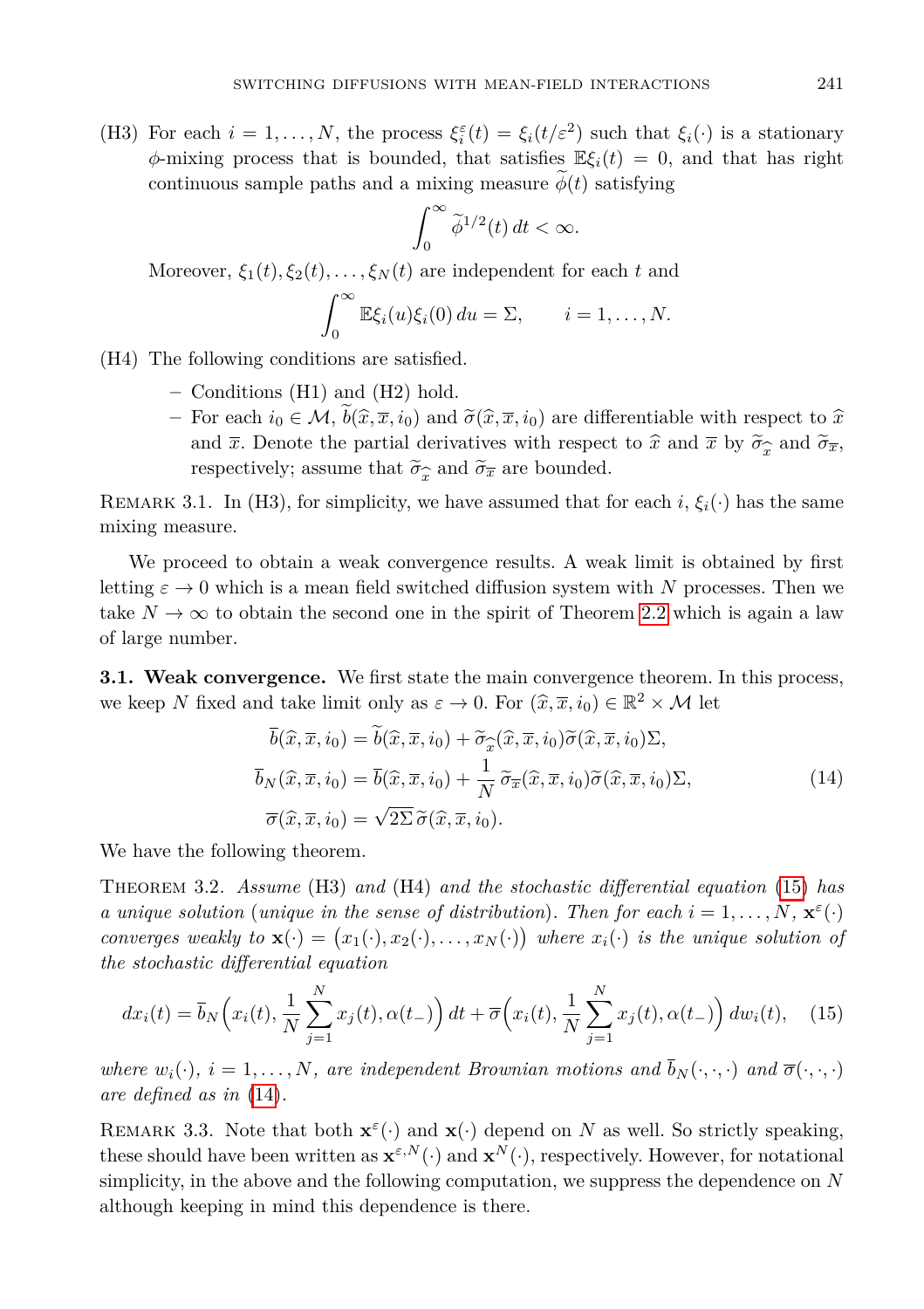(H3) For each $i = 1, \dots, N$, the process $\xi_i^\varepsilon(t) = \xi_i(t/\varepsilon^2)$ such that $\xi_i(\cdot)$ is a stationary $\phi$-mixing process that is bounded, that satisfies $\mathbb{E}\xi_i(t) = 0$, and that has right continuous sample paths and a mixing measure $\widetilde{\phi}(t)$ satisfying

$$\int_0^\infty \widetilde{\phi}^{1/2}(t)\, dt < \infty.$$

Moreover, $\xi_1(t), \xi_2(t), \dots, \xi_N(t)$ are independent for each $t$ and

$$\int_0^\infty \mathbb{E}\xi_i(u)\xi_i(0)\, du = \Sigma, \qquad i = 1, \dots, N.$$

(H4) The following conditions are satisfied.

- Conditions (H1) and (H2) hold.
- For each $i_0 \in \mathcal{M}$, $\widetilde{b}(\widehat{x}, \overline{x}, i_0)$ and $\widetilde{\sigma}(\widehat{x}, \overline{x}, i_0)$ are differentiable with respect to $\widehat{x}$ and $\overline{x}$. Denote the partial derivatives with respect to $\widehat{x}$ and $\overline{x}$ by $\widetilde{\sigma}_{\widehat{x}}$ and $\widetilde{\sigma}_{\overline{x}}$, respectively; assume that $\widetilde{\sigma}_{\widehat{x}}$ and $\widetilde{\sigma}_{\overline{x}}$ are bounded.

Remark 3.1. In (H3), for simplicity, we have assumed that for each $i$, $\xi_i(\cdot)$ has the same mixing measure.

We proceed to obtain a weak convergence results. A weak limit is obtained by first letting $\varepsilon \to 0$ which is a mean field switched diffusion system with $N$ processes. Then we take $N \to \infty$ to obtain the second one in the spirit of Theorem 2.2 which is again a law of large number.

**3.1. Weak convergence.** We first state the main convergence theorem. In this process, we keep $N$ fixed and take limit only as $\varepsilon \to 0$. For $(\widehat{x}, \overline{x}, i_0) \in \mathbb{R}^2 \times \mathcal{M}$ let

$$\begin{aligned}
\overline{b}(\widehat{x}, \overline{x}, i_0) &= \widetilde{b}(\widehat{x}, \overline{x}, i_0) + \widetilde{\sigma}_{\widehat{x}}(\widehat{x}, \overline{x}, i_0)\widetilde{\sigma}(\widehat{x}, \overline{x}, i_0)\Sigma, \\
\overline{b}_N(\widehat{x}, \overline{x}, i_0) &= \overline{b}(\widehat{x}, \overline{x}, i_0) + \frac{1}{N}\, \widetilde{\sigma}_{\overline{x}}(\widehat{x}, \overline{x}, i_0)\widetilde{\sigma}(\widehat{x}, \overline{x}, i_0)\Sigma, \\
\overline{\sigma}(\widehat{x}, \overline{x}, i_0) &= \sqrt{2\Sigma}\, \widetilde{\sigma}(\widehat{x}, \overline{x}, i_0).
\end{aligned} \tag{14}$$

We have the following theorem.

Theorem 3.2. *Assume* (H3) *and* (H4) *and the stochastic differential equation* (15) *has a unique solution* (*unique in the sense of distribution*). *Then for each* $i = 1, \dots, N$, $\mathbf{x}^\varepsilon(\cdot)$ *converges weakly to* $\mathbf{x}(\cdot) = \big(x_1(\cdot), x_2(\cdot), \dots, x_N(\cdot)\big)$ *where* $x_i(\cdot)$ *is the unique solution of the stochastic differential equation*

$$dx_i(t) = \overline{b}_N\Big(x_i(t), \frac{1}{N}\sum_{j=1}^N x_j(t), \alpha(t_-)\Big)\, dt + \overline{\sigma}\Big(x_i(t), \frac{1}{N}\sum_{j=1}^N x_j(t), \alpha(t_-)\Big)\, dw_i(t), \tag{15}$$

*where* $w_i(\cdot)$, $i = 1, \dots, N$, *are independent Brownian motions and* $\overline{b}_N(\cdot, \cdot, \cdot)$ *and* $\overline{\sigma}(\cdot, \cdot, \cdot)$ *are defined as in* (14).

Remark 3.3. Note that both $\mathbf{x}^\varepsilon(\cdot)$ and $\mathbf{x}(\cdot)$ depend on $N$ as well. So strictly speaking, these should have been written as $\mathbf{x}^{\varepsilon,N}(\cdot)$ and $\mathbf{x}^N(\cdot)$, respectively. However, for notational simplicity, in the above and the following computation, we suppress the dependence on $N$ although keeping in mind this dependence is there.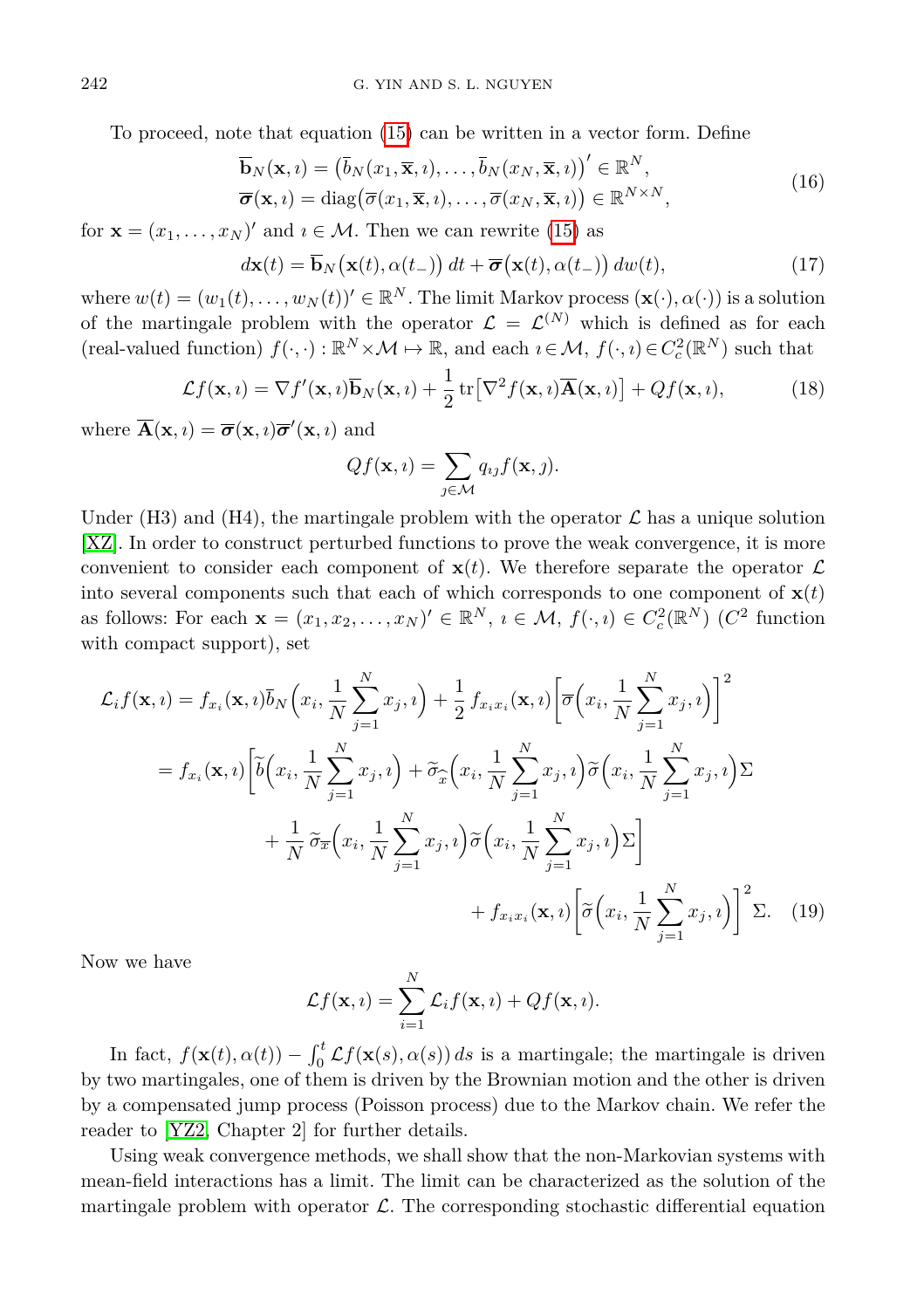To proceed, note that equation (15) can be written in a vector form. Define

$$
\begin{aligned}
\overline{\mathbf{b}}_N(\mathbf{x}, \imath) &= \big(\overline{b}_N(x_1, \overline{\mathbf{x}}, \imath), \ldots, \overline{b}_N(x_N, \overline{\mathbf{x}}, \imath)\big)' \in \mathbb{R}^N, \\
\overline{\boldsymbol{\sigma}}(\mathbf{x}, \imath) &= \operatorname{diag}\big(\overline{\sigma}(x_1, \overline{\mathbf{x}}, \imath), \ldots, \overline{\sigma}(x_N, \overline{\mathbf{x}}, \imath)\big) \in \mathbb{R}^{N\times N},
\end{aligned}
\tag{16}
$$

for $\mathbf{x} = (x_1, \ldots, x_N)'$ and $\imath \in \mathcal{M}$. Then we can rewrite (15) as

$$
d\mathbf{x}(t) = \overline{\mathbf{b}}_N\big(\mathbf{x}(t), \alpha(t_-)\big)\, dt + \overline{\boldsymbol{\sigma}}\big(\mathbf{x}(t), \alpha(t_-)\big)\, dw(t), \tag{17}
$$

where $w(t) = (w_1(t), \ldots, w_N(t))' \in \mathbb{R}^N$. The limit Markov process $(\mathbf{x}(\cdot), \alpha(\cdot))$ is a solution of the martingale problem with the operator $\mathcal{L} = \mathcal{L}^{(N)}$ which is defined as for each (real-valued function) $f(\cdot, \cdot) : \mathbb{R}^N \times \mathcal{M} \mapsto \mathbb{R}$, and each $\imath \in \mathcal{M}$, $f(\cdot, \imath) \in C_c^2(\mathbb{R}^N)$ such that

$$
\mathcal{L}f(\mathbf{x}, \imath) = \nabla f'(\mathbf{x}, \imath)\overline{\mathbf{b}}_N(\mathbf{x}, \imath) + \frac{1}{2}\operatorname{tr}\big[\nabla^2 f(\mathbf{x}, \imath)\overline{\mathbf{A}}(\mathbf{x}, \imath)\big] + Qf(\mathbf{x}, \imath), \tag{18}
$$

where $\overline{\mathbf{A}}(\mathbf{x}, \imath) = \overline{\boldsymbol{\sigma}}(\mathbf{x}, \imath)\overline{\boldsymbol{\sigma}}'(\mathbf{x}, \imath)$ and

$$
Qf(\mathbf{x}, \imath) = \sum_{\jmath\in\mathcal{M}} q_{\imath\jmath} f(\mathbf{x}, \jmath).
$$

Under (H3) and (H4), the martingale problem with the operator $\mathcal{L}$ has a unique solution [XZ]. In order to construct perturbed functions to prove the weak convergence, it is more convenient to consider each component of $\mathbf{x}(t)$. We therefore separate the operator $\mathcal{L}$ into several components such that each of which corresponds to one component of $\mathbf{x}(t)$ as follows: For each $\mathbf{x} = (x_1, x_2, \ldots, x_N)' \in \mathbb{R}^N$, $\imath \in \mathcal{M}$, $f(\cdot, \imath) \in C_c^2(\mathbb{R}^N)$ ($C^2$ function with compact support), set

$$
\begin{aligned}
\mathcal{L}_i f(\mathbf{x}, \imath) &= f_{x_i}(\mathbf{x}, \imath)\overline{b}_N\Big(x_i, \frac{1}{N}\sum_{j=1}^N x_j, \imath\Big) + \frac{1}{2}\, f_{x_i x_i}(\mathbf{x}, \imath)\Big[\overline{\sigma}\Big(x_i, \frac{1}{N}\sum_{j=1}^N x_j, \imath\Big)\Big]^2 \\
&= f_{x_i}(\mathbf{x}, \imath)\Big[\widetilde{b}\Big(x_i, \frac{1}{N}\sum_{j=1}^N x_j, \imath\Big) + \widetilde{\sigma}_{\widehat{x}}\Big(x_i, \frac{1}{N}\sum_{j=1}^N x_j, \imath\Big)\widetilde{\sigma}\Big(x_i, \frac{1}{N}\sum_{j=1}^N x_j, \imath\Big)\Sigma \\
&\qquad + \frac{1}{N}\,\widetilde{\sigma}_{\overline{x}}\Big(x_i, \frac{1}{N}\sum_{j=1}^N x_j, \imath\Big)\widetilde{\sigma}\Big(x_i, \frac{1}{N}\sum_{j=1}^N x_j, \imath\Big)\Sigma\Big] \\
&\qquad\qquad + f_{x_i x_i}(\mathbf{x}, \imath)\Big[\widetilde{\sigma}\Big(x_i, \frac{1}{N}\sum_{j=1}^N x_j, \imath\Big)\Big]^2\Sigma.
\end{aligned}
\tag{19}
$$

Now we have

$$
\mathcal{L}f(\mathbf{x}, \imath) = \sum_{i=1}^N \mathcal{L}_i f(\mathbf{x}, \imath) + Qf(\mathbf{x}, \imath).
$$

In fact, $f(\mathbf{x}(t), \alpha(t)) - \int_0^t \mathcal{L}f(\mathbf{x}(s), \alpha(s))\, ds$ is a martingale; the martingale is driven by two martingales, one of them is driven by the Brownian motion and the other is driven by a compensated jump process (Poisson process) due to the Markov chain. We refer the reader to [YZ2, Chapter 2] for further details.

Using weak convergence methods, we shall show that the non-Markovian systems with mean-field interactions has a limit. The limit can be characterized as the solution of the martingale problem with operator $\mathcal{L}$. The corresponding stochastic differential equation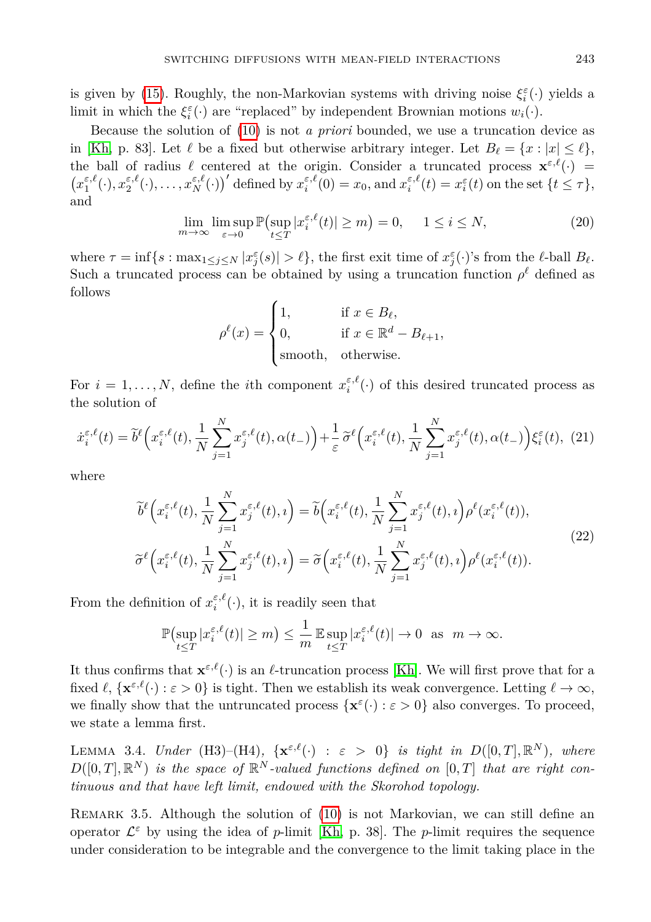is given by (15). Roughly, the non-Markovian systems with driving noise $\xi_i^\varepsilon(\cdot)$ yields a limit in which the $\xi_i^\varepsilon(\cdot)$ are "replaced" by independent Brownian motions $w_i(\cdot)$.

Because the solution of (10) is not *a priori* bounded, we use a truncation device as in [Kh, p. 83]. Let $\ell$ be a fixed but otherwise arbitrary integer. Let $B_\ell = \{x : |x| \le \ell\}$, the ball of radius $\ell$ centered at the origin. Consider a truncated process $\mathbf{x}^{\varepsilon,\ell}(\cdot) = \big(x_1^{\varepsilon,\ell}(\cdot), x_2^{\varepsilon,\ell}(\cdot), \dots, x_N^{\varepsilon,\ell}(\cdot)\big)'$ defined by $x_i^{\varepsilon,\ell}(0) = x_0$, and $x_i^{\varepsilon,\ell}(t) = x_i^\varepsilon(t)$ on the set $\{t \le \tau\}$, and

$$
\lim_{m\to\infty} \limsup_{\varepsilon\to 0} \mathbb{P}\big(\sup_{t\le T} |x_i^{\varepsilon,\ell}(t)| \ge m\big) = 0, \qquad 1 \le i \le N, \tag{20}
$$

where $\tau = \inf\{s : \max_{1\le j\le N} |x_j^\varepsilon(s)| > \ell\}$, the first exit time of $x_j^\varepsilon(\cdot)$'s from the $\ell$-ball $B_\ell$. Such a truncated process can be obtained by using a truncation function $\rho^\ell$ defined as follows

$$
\rho^\ell(x) = \begin{cases} 1, & \text{if } x \in B_\ell, \\ 0, & \text{if } x \in \mathbb{R}^d - B_{\ell+1}, \\ \text{smooth}, & \text{otherwise.} \end{cases}
$$

For $i = 1, \dots, N$, define the $i$th component $x_i^{\varepsilon,\ell}(\cdot)$ of this desired truncated process as the solution of

$$
\dot{x}_i^{\varepsilon,\ell}(t) = \widetilde{b}^\ell\Big(x_i^{\varepsilon,\ell}(t), \frac{1}{N}\sum_{j=1}^N x_j^{\varepsilon,\ell}(t), \alpha(t_-)\Big) + \frac{1}{\varepsilon}\,\widetilde{\sigma}^\ell\Big(x_i^{\varepsilon,\ell}(t), \frac{1}{N}\sum_{j=1}^N x_j^{\varepsilon,\ell}(t), \alpha(t_-)\Big)\xi_i^\varepsilon(t), \tag{21}
$$

where

$$
\begin{aligned}
\widetilde{b}^\ell\Big(x_i^{\varepsilon,\ell}(t), \frac{1}{N}\sum_{j=1}^N x_j^{\varepsilon,\ell}(t), \imath\Big) &= \widetilde{b}\Big(x_i^{\varepsilon,\ell}(t), \frac{1}{N}\sum_{j=1}^N x_j^{\varepsilon,\ell}(t), \imath\Big)\rho^\ell(x_i^{\varepsilon,\ell}(t)), \\
\widetilde{\sigma}^\ell\Big(x_i^{\varepsilon,\ell}(t), \frac{1}{N}\sum_{j=1}^N x_j^{\varepsilon,\ell}(t), \imath\Big) &= \widetilde{\sigma}\Big(x_i^{\varepsilon,\ell}(t), \frac{1}{N}\sum_{j=1}^N x_j^{\varepsilon,\ell}(t), \imath\Big)\rho^\ell(x_i^{\varepsilon,\ell}(t)).
\end{aligned} \tag{22}
$$

From the definition of $x_i^{\varepsilon,\ell}(\cdot)$, it is readily seen that

$$
\mathbb{P}\big(\sup_{t\le T} |x_i^{\varepsilon,\ell}(t)| \ge m\big) \le \frac{1}{m}\,\mathbb{E}\sup_{t\le T} |x_i^{\varepsilon,\ell}(t)| \to 0 \ \text{ as } \ m\to\infty.
$$

It thus confirms that $\mathbf{x}^{\varepsilon,\ell}(\cdot)$ is an $\ell$-truncation process [Kh]. We will first prove that for a fixed $\ell$, $\{\mathbf{x}^{\varepsilon,\ell}(\cdot) : \varepsilon > 0\}$ is tight. Then we establish its weak convergence. Letting $\ell \to \infty$, we finally show that the untruncated process $\{\mathbf{x}^\varepsilon(\cdot) : \varepsilon > 0\}$ also converges. To proceed, we state a lemma first.

Lemma 3.4. *Under* (H3)–(H4), *$\{\mathbf{x}^{\varepsilon,\ell}(\cdot) : \varepsilon > 0\}$ is tight in $D([0,T], \mathbb{R}^N)$, where $D([0,T], \mathbb{R}^N)$ is the space of $\mathbb{R}^N$-valued functions defined on $[0,T]$ that are right continuous and that have left limit, endowed with the Skorohod topology.*

Remark 3.5. Although the solution of (10) is not Markovian, we can still define an operator $\mathcal{L}^\varepsilon$ by using the idea of $p$-limit [Kh, p. 38]. The $p$-limit requires the sequence under consideration to be integrable and the convergence to the limit taking place in the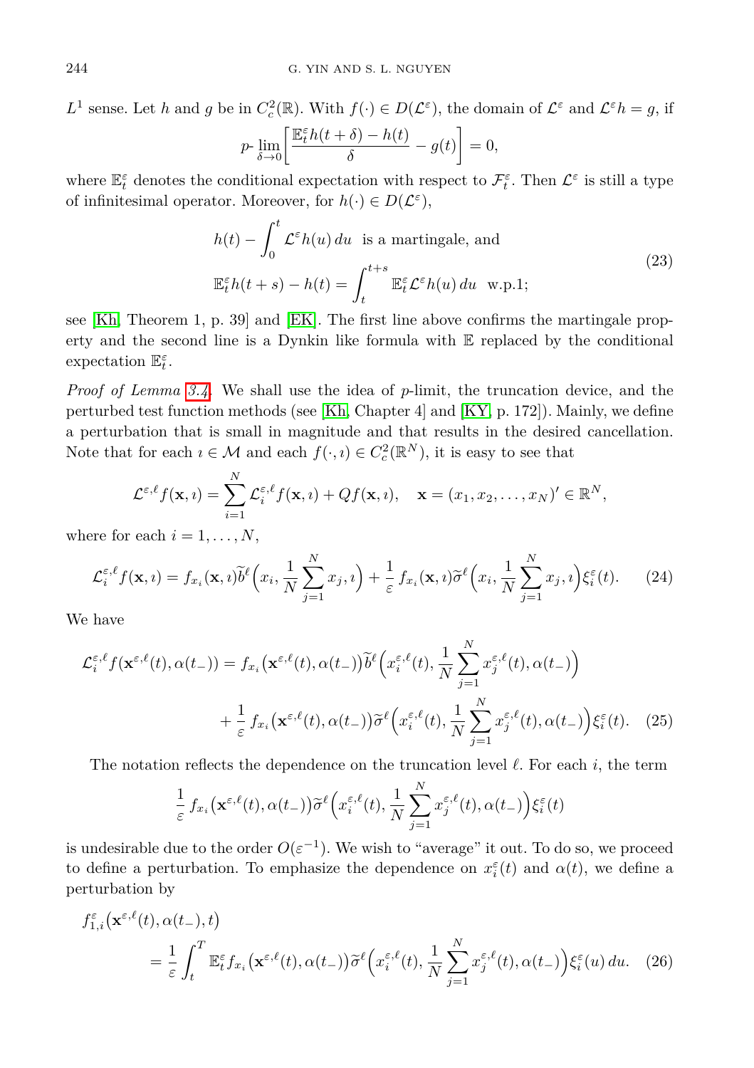$L^1$ sense. Let $h$ and $g$ be in $C_c^2(\mathbb{R})$. With $f(\cdot) \in D(\mathcal{L}^\varepsilon)$, the domain of $\mathcal{L}^\varepsilon$ and $\mathcal{L}^\varepsilon h = g$, if

$$p\text{-}\lim_{\delta\to 0}\left[\frac{\mathbb{E}_t^\varepsilon h(t+\delta) - h(t)}{\delta} - g(t)\right] = 0,$$

where $\mathbb{E}_t^\varepsilon$ denotes the conditional expectation with respect to $\mathcal{F}_t^\varepsilon$. Then $\mathcal{L}^\varepsilon$ is still a type of infinitesimal operator. Moreover, for $h(\cdot) \in D(\mathcal{L}^\varepsilon)$,

$$\begin{aligned} &h(t) - \int_0^t \mathcal{L}^\varepsilon h(u)\,du \ \text{ is a martingale, and} \\ &\mathbb{E}_t^\varepsilon h(t+s) - h(t) = \int_t^{t+s} \mathbb{E}_t^\varepsilon \mathcal{L}^\varepsilon h(u)\,du \ \text{ w.p.1;} \end{aligned} \tag{23}$$

see [Kh, Theorem 1, p. 39] and [EK]. The first line above confirms the martingale property and the second line is a Dynkin like formula with $\mathbb{E}$ replaced by the conditional expectation $\mathbb{E}_t^\varepsilon$.

*Proof of Lemma 3.4.* We shall use the idea of $p$-limit, the truncation device, and the perturbed test function methods (see [Kh, Chapter 4] and [KY, p. 172]). Mainly, we define a perturbation that is small in magnitude and that results in the desired cancellation. Note that for each $\imath \in \mathcal{M}$ and each $f(\cdot,\imath) \in C_c^2(\mathbb{R}^N)$, it is easy to see that

$$\mathcal{L}^{\varepsilon,\ell} f(\mathbf{x},\imath) = \sum_{i=1}^N \mathcal{L}_i^{\varepsilon,\ell} f(\mathbf{x},\imath) + Qf(\mathbf{x},\imath), \quad \mathbf{x} = (x_1, x_2, \dots, x_N)' \in \mathbb{R}^N,$$

where for each $i = 1, \dots, N$,

$$\mathcal{L}_i^{\varepsilon,\ell} f(\mathbf{x},\imath) = f_{x_i}(\mathbf{x},\imath)\widetilde{b}^\ell\Big(x_i, \frac{1}{N}\sum_{j=1}^N x_j, \imath\Big) + \frac{1}{\varepsilon} f_{x_i}(\mathbf{x},\imath)\widetilde{\sigma}^\ell\Big(x_i, \frac{1}{N}\sum_{j=1}^N x_j, \imath\Big)\xi_i^\varepsilon(t). \tag{24}$$

We have

$$\begin{aligned} \mathcal{L}_i^{\varepsilon,\ell} f(\mathbf{x}^{\varepsilon,\ell}(t), \alpha(t_-)) &= f_{x_i}\big(\mathbf{x}^{\varepsilon,\ell}(t), \alpha(t_-)\big)\widetilde{b}^\ell\Big(x_i^{\varepsilon,\ell}(t), \frac{1}{N}\sum_{j=1}^N x_j^{\varepsilon,\ell}(t), \alpha(t_-)\Big) \\ &\quad + \frac{1}{\varepsilon} f_{x_i}\big(\mathbf{x}^{\varepsilon,\ell}(t), \alpha(t_-)\big)\widetilde{\sigma}^\ell\Big(x_i^{\varepsilon,\ell}(t), \frac{1}{N}\sum_{j=1}^N x_j^{\varepsilon,\ell}(t), \alpha(t_-)\Big)\xi_i^\varepsilon(t). \end{aligned} \tag{25}$$

The notation reflects the dependence on the truncation level $\ell$. For each $i$, the term

$$\frac{1}{\varepsilon} f_{x_i}\big(\mathbf{x}^{\varepsilon,\ell}(t), \alpha(t_-)\big)\widetilde{\sigma}^\ell\Big(x_i^{\varepsilon,\ell}(t), \frac{1}{N}\sum_{j=1}^N x_j^{\varepsilon,\ell}(t), \alpha(t_-)\Big)\xi_i^\varepsilon(t)$$

is undesirable due to the order $O(\varepsilon^{-1})$. We wish to "average" it out. To do so, we proceed to define a perturbation. To emphasize the dependence on $x_i^\varepsilon(t)$ and $\alpha(t)$, we define a perturbation by

$$\begin{aligned} &f_{1,i}^\varepsilon\big(\mathbf{x}^{\varepsilon,\ell}(t), \alpha(t_-), t\big) \\ &\quad = \frac{1}{\varepsilon}\int_t^T \mathbb{E}_t^\varepsilon f_{x_i}\big(\mathbf{x}^{\varepsilon,\ell}(t), \alpha(t_-)\big)\widetilde{\sigma}^\ell\Big(x_i^{\varepsilon,\ell}(t), \frac{1}{N}\sum_{j=1}^N x_j^{\varepsilon,\ell}(t), \alpha(t_-)\Big)\xi_i^\varepsilon(u)\,du. \end{aligned} \tag{26}$$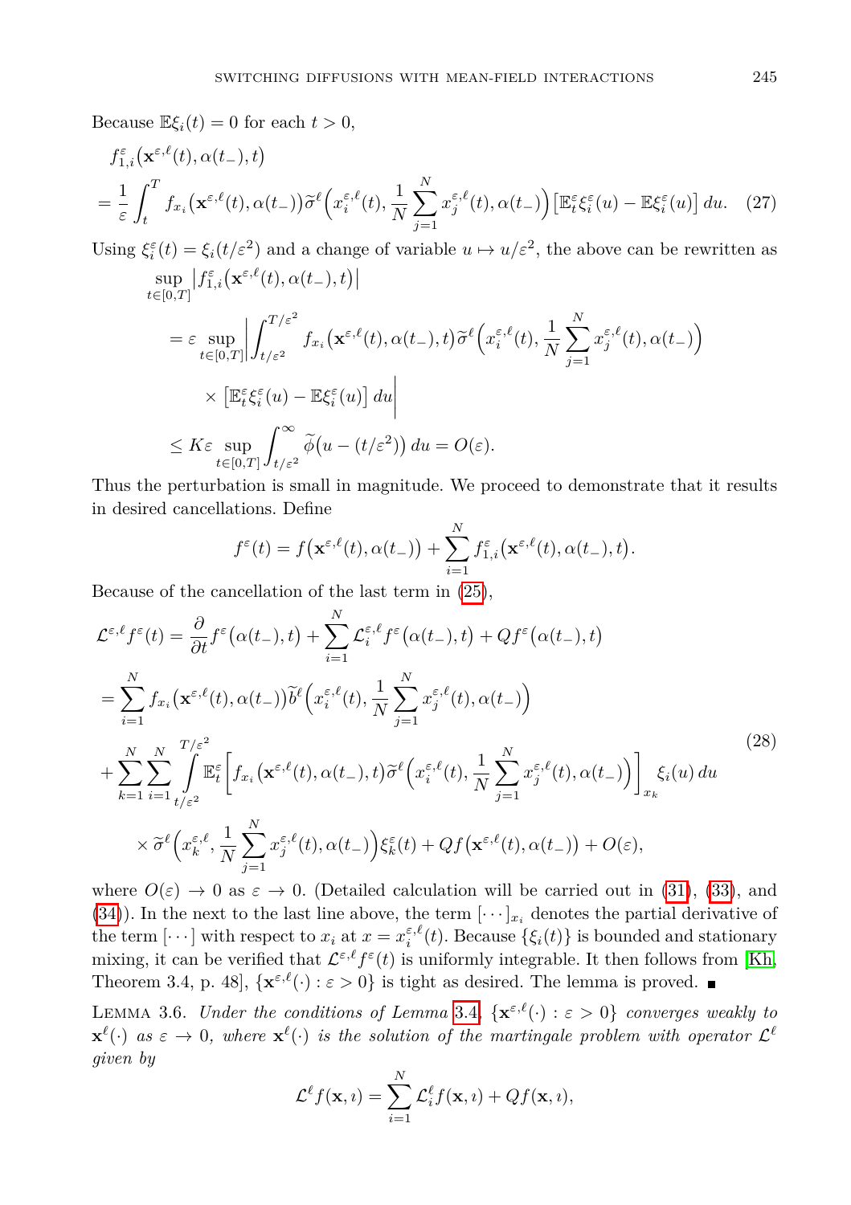Because $\mathbb{E}\xi_i(t) = 0$ for each $t > 0$,

$$
\begin{aligned}
&f^{\varepsilon}_{1,i}\big(\mathbf{x}^{\varepsilon,\ell}(t), \alpha(t_-), t\big) \\
&= \frac{1}{\varepsilon}\int_t^T f_{x_i}\big(\mathbf{x}^{\varepsilon,\ell}(t), \alpha(t_-)\big)\widetilde{\sigma}^{\ell}\Big(x^{\varepsilon,\ell}_i(t), \frac{1}{N}\sum_{j=1}^N x^{\varepsilon,\ell}_j(t), \alpha(t_-)\Big)\big[\mathbb{E}^{\varepsilon}_t \xi^{\varepsilon}_i(u) - \mathbb{E}\xi^{\varepsilon}_i(u)\big]\,du. \qquad (27)
\end{aligned}
$$

Using $\xi^{\varepsilon}_i(t) = \xi_i(t/\varepsilon^2)$ and a change of variable $u \mapsto u/\varepsilon^2$, the above can be rewritten as

$$
\begin{aligned}
&\sup_{t\in[0,T]}\big|f^{\varepsilon}_{1,i}\big(\mathbf{x}^{\varepsilon,\ell}(t), \alpha(t_-), t\big)\big| \\
&\quad = \varepsilon \sup_{t\in[0,T]}\bigg|\int_{t/\varepsilon^2}^{T/\varepsilon^2} f_{x_i}\big(\mathbf{x}^{\varepsilon,\ell}(t), \alpha(t_-), t\big)\widetilde{\sigma}^{\ell}\Big(x^{\varepsilon,\ell}_i(t), \frac{1}{N}\sum_{j=1}^N x^{\varepsilon,\ell}_j(t), \alpha(t_-)\Big) \\
&\qquad\quad \times \big[\mathbb{E}^{\varepsilon}_t \xi^{\varepsilon}_i(u) - \mathbb{E}\xi^{\varepsilon}_i(u)\big]\,du\bigg| \\
&\quad \le K\varepsilon \sup_{t\in[0,T]}\int_{t/\varepsilon^2}^{\infty} \widetilde{\phi}\big(u - (t/\varepsilon^2)\big)\,du = O(\varepsilon).
\end{aligned}
$$

Thus the perturbation is small in magnitude. We proceed to demonstrate that it results in desired cancellations. Define

$$
f^{\varepsilon}(t) = f\big(\mathbf{x}^{\varepsilon,\ell}(t), \alpha(t_-)\big) + \sum_{i=1}^N f^{\varepsilon}_{1,i}\big(\mathbf{x}^{\varepsilon,\ell}(t), \alpha(t_-), t\big).
$$

Because of the cancellation of the last term in (25),

$$
\begin{aligned}
&\mathcal{L}^{\varepsilon,\ell} f^{\varepsilon}(t) = \frac{\partial}{\partial t} f^{\varepsilon}\big(\alpha(t_-), t\big) + \sum_{i=1}^N \mathcal{L}^{\varepsilon,\ell}_i f^{\varepsilon}\big(\alpha(t_-), t\big) + Qf^{\varepsilon}\big(\alpha(t_-), t\big) \\
&= \sum_{i=1}^N f_{x_i}\big(\mathbf{x}^{\varepsilon,\ell}(t), \alpha(t_-)\big)\widetilde{b}^{\ell}\Big(x^{\varepsilon,\ell}_i(t), \frac{1}{N}\sum_{j=1}^N x^{\varepsilon,\ell}_j(t), \alpha(t_-)\Big) \\
&+ \sum_{k=1}^N\sum_{i=1}^N \int_{t/\varepsilon^2}^{T/\varepsilon^2} \mathbb{E}^{\varepsilon}_t\bigg[f_{x_i}\big(\mathbf{x}^{\varepsilon,\ell}(t), \alpha(t_-), t\big)\widetilde{\sigma}^{\ell}\Big(x^{\varepsilon,\ell}_i(t), \frac{1}{N}\sum_{j=1}^N x^{\varepsilon,\ell}_j(t), \alpha(t_-)\Big)\bigg]_{x_k}\xi_i(u)\,du \\
&\qquad \times \widetilde{\sigma}^{\ell}\Big(x^{\varepsilon,\ell}_k, \frac{1}{N}\sum_{j=1}^N x^{\varepsilon,\ell}_j(t), \alpha(t_-)\Big)\xi^{\varepsilon}_k(t) + Qf\big(\mathbf{x}^{\varepsilon,\ell}(t), \alpha(t_-)\big) + O(\varepsilon),
\end{aligned} \qquad (28)
$$

where $O(\varepsilon) \to 0$ as $\varepsilon \to 0$. (Detailed calculation will be carried out in (31), (33), and (34)). In the next to the last line above, the term $[\cdots]_{x_i}$ denotes the partial derivative of the term $[\cdots]$ with respect to $x_i$ at $x = x^{\varepsilon,\ell}_i(t)$. Because $\{\xi_i(t)\}$ is bounded and stationary mixing, it can be verified that $\mathcal{L}^{\varepsilon,\ell} f^{\varepsilon}(t)$ is uniformly integrable. It then follows from [Kh, Theorem 3.4, p. 48], $\{\mathbf{x}^{\varepsilon,\ell}(\cdot) : \varepsilon > 0\}$ is tight as desired. The lemma is proved. ∎

LEMMA 3.6. *Under the conditions of Lemma 3.4, $\{\mathbf{x}^{\varepsilon,\ell}(\cdot) : \varepsilon > 0\}$ converges weakly to $\mathbf{x}^{\ell}(\cdot)$ as $\varepsilon \to 0$, where $\mathbf{x}^{\ell}(\cdot)$ is the solution of the martingale problem with operator $\mathcal{L}^{\ell}$ given by*

$$
\mathcal{L}^{\ell} f(\mathbf{x}, \imath) = \sum_{i=1}^N \mathcal{L}^{\ell}_i f(\mathbf{x}, \imath) + Qf(\mathbf{x}, \imath),
$$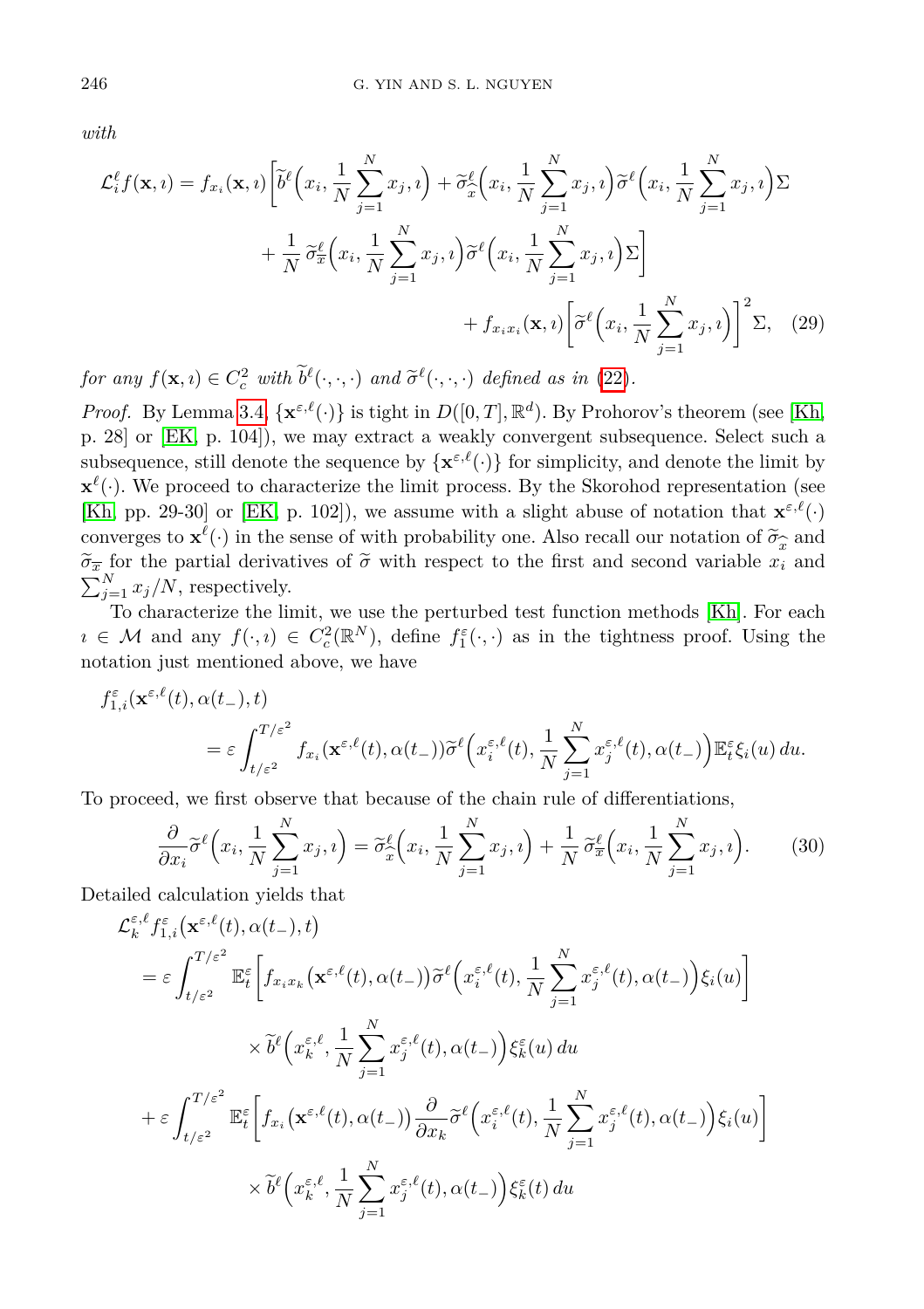*with*

$$
\begin{aligned}
\mathcal{L}_i^\ell f(\mathbf{x},\imath) = f_{x_i}(\mathbf{x},\imath)\Big[\widetilde{b}^\ell\Big(x_i,\frac{1}{N}\sum_{j=1}^N x_j,\imath\Big) + \widetilde{\sigma}^\ell_{\widehat{x}}\Big(x_i,\frac{1}{N}\sum_{j=1}^N x_j,\imath\Big)\widetilde{\sigma}^\ell\Big(x_i,\frac{1}{N}\sum_{j=1}^N x_j,\imath\Big)\Sigma \\
+ \frac{1}{N}\,\widetilde{\sigma}^\ell_{\overline{x}}\Big(x_i,\frac{1}{N}\sum_{j=1}^N x_j,\imath\Big)\widetilde{\sigma}^\ell\Big(x_i,\frac{1}{N}\sum_{j=1}^N x_j,\imath\Big)\Sigma\Big] \\
+ f_{x_ix_i}(\mathbf{x},\imath)\Big[\widetilde{\sigma}^\ell\Big(x_i,\frac{1}{N}\sum_{j=1}^N x_j,\imath\Big)\Big]^2\Sigma, \quad (29)
\end{aligned}
$$

*for any* $f(\mathbf{x},\imath)\in C_c^2$ *with* $\widetilde{b}^\ell(\cdot,\cdot,\cdot)$ *and* $\widetilde{\sigma}^\ell(\cdot,\cdot,\cdot)$ *defined as in* (22).

*Proof.* By Lemma 3.4, $\{\mathbf{x}^{\varepsilon,\ell}(\cdot)\}$ is tight in $D([0,T],\mathbb{R}^d)$. By Prohorov's theorem (see [Kh, p. 28] or [EK, p. 104]), we may extract a weakly convergent subsequence. Select such a subsequence, still denote the sequence by $\{\mathbf{x}^{\varepsilon,\ell}(\cdot)\}$ for simplicity, and denote the limit by $\mathbf{x}^\ell(\cdot)$. We proceed to characterize the limit process. By the Skorohod representation (see [Kh, pp. 29-30] or [EK, p. 102]), we assume with a slight abuse of notation that $\mathbf{x}^{\varepsilon,\ell}(\cdot)$ converges to $\mathbf{x}^\ell(\cdot)$ in the sense of with probability one. Also recall our notation of $\widetilde{\sigma}_{\widehat{x}}$ and $\widetilde{\sigma}_{\overline{x}}$ for the partial derivatives of $\widetilde{\sigma}$ with respect to the first and second variable $x_i$ and $\sum_{j=1}^N x_j/N$, respectively.

To characterize the limit, we use the perturbed test function methods [Kh]. For each $\imath\in\mathcal{M}$ and any $f(\cdot,\imath)\in C_c^2(\mathbb{R}^N)$, define $f_1^\varepsilon(\cdot,\cdot)$ as in the tightness proof. Using the notation just mentioned above, we have

$$
\begin{aligned}
&f_{1,i}^\varepsilon(\mathbf{x}^{\varepsilon,\ell}(t),\alpha(t_-),t) \\
&\qquad = \varepsilon\int_{t/\varepsilon^2}^{T/\varepsilon^2} f_{x_i}(\mathbf{x}^{\varepsilon,\ell}(t),\alpha(t_-))\widetilde{\sigma}^\ell\Big(x_i^{\varepsilon,\ell}(t),\frac{1}{N}\sum_{j=1}^N x_j^{\varepsilon,\ell}(t),\alpha(t_-)\Big)\mathbb{E}_t^\varepsilon\xi_i(u)\,du.
\end{aligned}
$$

To proceed, we first observe that because of the chain rule of differentiations,

$$
\frac{\partial}{\partial x_i}\widetilde{\sigma}^\ell\Big(x_i,\frac{1}{N}\sum_{j=1}^N x_j,\imath\Big) = \widetilde{\sigma}^\ell_{\widehat{x}}\Big(x_i,\frac{1}{N}\sum_{j=1}^N x_j,\imath\Big) + \frac{1}{N}\,\widetilde{\sigma}^\ell_{\overline{x}}\Big(x_i,\frac{1}{N}\sum_{j=1}^N x_j,\imath\Big). \quad (30)
$$

Detailed calculation yields that

$$
\begin{aligned}
&\mathcal{L}_k^{\varepsilon,\ell} f_{1,i}^\varepsilon\big(\mathbf{x}^{\varepsilon,\ell}(t),\alpha(t_-),t\big) \\
&= \varepsilon\int_{t/\varepsilon^2}^{T/\varepsilon^2}\mathbb{E}_t^\varepsilon\Big[f_{x_ix_k}\big(\mathbf{x}^{\varepsilon,\ell}(t),\alpha(t_-)\big)\widetilde{\sigma}^\ell\Big(x_i^{\varepsilon,\ell}(t),\frac{1}{N}\sum_{j=1}^N x_j^{\varepsilon,\ell}(t),\alpha(t_-)\Big)\xi_i(u)\Big] \\
&\qquad\times\widetilde{b}^\ell\Big(x_k^{\varepsilon,\ell},\frac{1}{N}\sum_{j=1}^N x_j^{\varepsilon,\ell}(t),\alpha(t_-)\Big)\xi_k^\varepsilon(u)\,du \\
&+ \varepsilon\int_{t/\varepsilon^2}^{T/\varepsilon^2}\mathbb{E}_t^\varepsilon\Big[f_{x_i}\big(\mathbf{x}^{\varepsilon,\ell}(t),\alpha(t_-)\big)\frac{\partial}{\partial x_k}\widetilde{\sigma}^\ell\Big(x_i^{\varepsilon,\ell}(t),\frac{1}{N}\sum_{j=1}^N x_j^{\varepsilon,\ell}(t),\alpha(t_-)\Big)\xi_i(u)\Big] \\
&\qquad\times\widetilde{b}^\ell\Big(x_k^{\varepsilon,\ell},\frac{1}{N}\sum_{j=1}^N x_j^{\varepsilon,\ell}(t),\alpha(t_-)\Big)\xi_k^\varepsilon(t)\,du
\end{aligned}
$$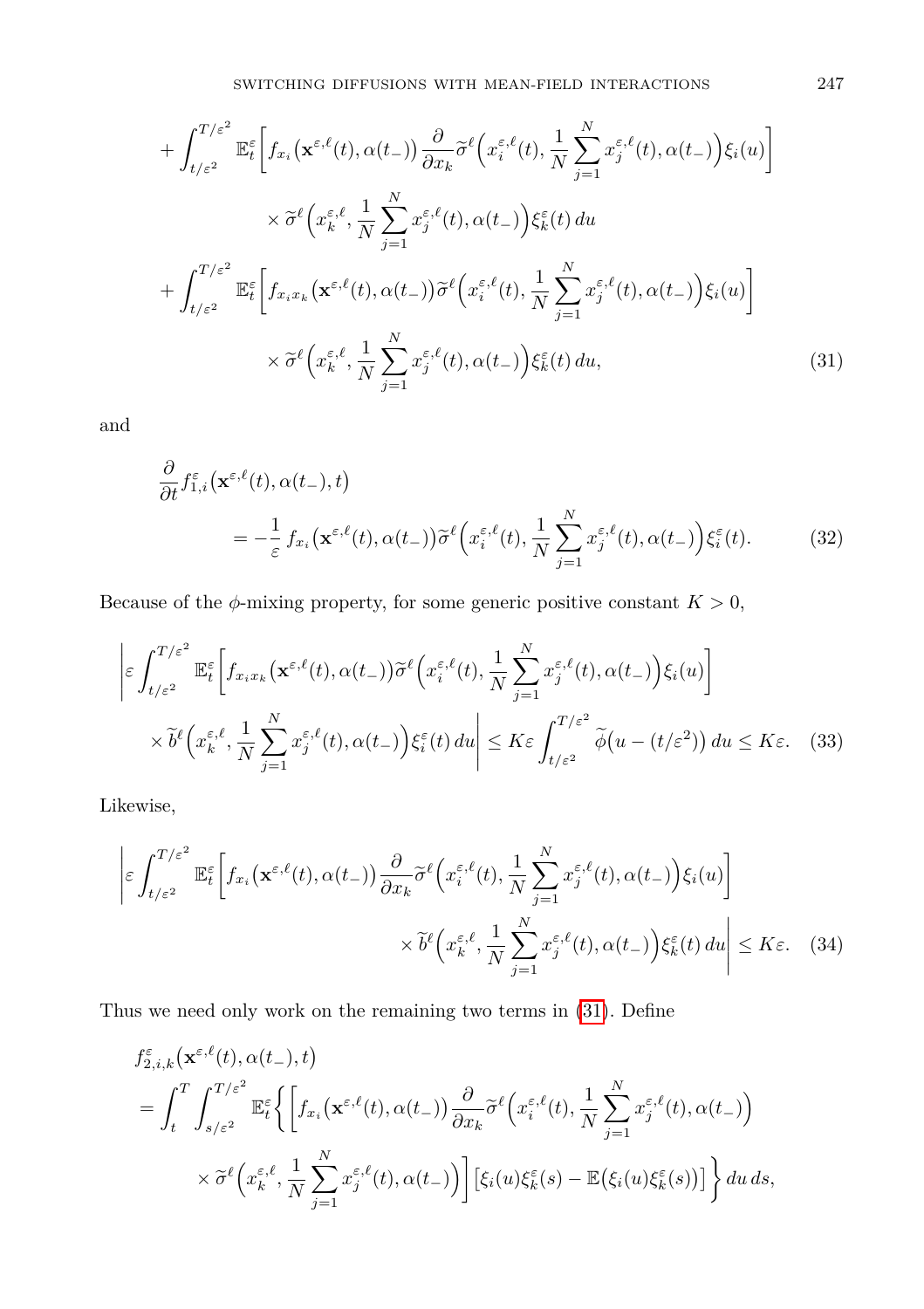$$
\begin{aligned}
&+\int_{t/\varepsilon^2}^{T/\varepsilon^2} \mathbb{E}_t^\varepsilon\Big[f_{x_i}\big(\mathbf{x}^{\varepsilon,\ell}(t),\alpha(t_-)\big)\,\frac{\partial}{\partial x_k}\widetilde{\sigma}^\ell\Big(x_i^{\varepsilon,\ell}(t),\frac{1}{N}\sum_{j=1}^N x_j^{\varepsilon,\ell}(t),\alpha(t_-)\Big)\xi_i(u)\Big]\\
&\qquad\qquad \times \widetilde{\sigma}^\ell\Big(x_k^{\varepsilon,\ell},\frac{1}{N}\sum_{j=1}^N x_j^{\varepsilon,\ell}(t),\alpha(t_-)\Big)\xi_k^\varepsilon(t)\,du\\
&+\int_{t/\varepsilon^2}^{T/\varepsilon^2} \mathbb{E}_t^\varepsilon\Big[f_{x_ix_k}\big(\mathbf{x}^{\varepsilon,\ell}(t),\alpha(t_-)\big)\widetilde{\sigma}^\ell\Big(x_i^{\varepsilon,\ell}(t),\frac{1}{N}\sum_{j=1}^N x_j^{\varepsilon,\ell}(t),\alpha(t_-)\Big)\xi_i(u)\Big]\\
&\qquad\qquad \times \widetilde{\sigma}^\ell\Big(x_k^{\varepsilon,\ell},\frac{1}{N}\sum_{j=1}^N x_j^{\varepsilon,\ell}(t),\alpha(t_-)\Big)\xi_k^\varepsilon(t)\,du, \qquad (31)
\end{aligned}
$$

and

$$
\begin{aligned}
&\frac{\partial}{\partial t} f_{1,i}^\varepsilon\big(\mathbf{x}^{\varepsilon,\ell}(t),\alpha(t_-),t\big)\\
&\qquad = -\frac{1}{\varepsilon}\, f_{x_i}\big(\mathbf{x}^{\varepsilon,\ell}(t),\alpha(t_-)\big)\widetilde{\sigma}^\ell\Big(x_i^{\varepsilon,\ell}(t),\frac{1}{N}\sum_{j=1}^N x_j^{\varepsilon,\ell}(t),\alpha(t_-)\Big)\xi_i^\varepsilon(t). \qquad (32)
\end{aligned}
$$

Because of the $\phi$-mixing property, for some generic positive constant $K>0$,

$$
\begin{aligned}
&\Bigg|\varepsilon\int_{t/\varepsilon^2}^{T/\varepsilon^2} \mathbb{E}_t^\varepsilon\Big[f_{x_ix_k}\big(\mathbf{x}^{\varepsilon,\ell}(t),\alpha(t_-)\big)\widetilde{\sigma}^\ell\Big(x_i^{\varepsilon,\ell}(t),\frac{1}{N}\sum_{j=1}^N x_j^{\varepsilon,\ell}(t),\alpha(t_-)\Big)\xi_i(u)\Big]\\
&\quad \times \widetilde{b}^\ell\Big(x_k^{\varepsilon,\ell},\frac{1}{N}\sum_{j=1}^N x_j^{\varepsilon,\ell}(t),\alpha(t_-)\Big)\xi_i^\varepsilon(t)\,du\Bigg| \le K\varepsilon\int_{t/\varepsilon^2}^{T/\varepsilon^2}\widetilde{\phi}\big(u-(t/\varepsilon^2)\big)\,du \le K\varepsilon. \quad (33)
\end{aligned}
$$

Likewise,

$$
\begin{aligned}
&\Bigg|\varepsilon\int_{t/\varepsilon^2}^{T/\varepsilon^2} \mathbb{E}_t^\varepsilon\Big[f_{x_i}\big(\mathbf{x}^{\varepsilon,\ell}(t),\alpha(t_-)\big)\frac{\partial}{\partial x_k}\widetilde{\sigma}^\ell\Big(x_i^{\varepsilon,\ell}(t),\frac{1}{N}\sum_{j=1}^N x_j^{\varepsilon,\ell}(t),\alpha(t_-)\Big)\xi_i(u)\Big]\\
&\qquad\qquad\qquad \times \widetilde{b}^\ell\Big(x_k^{\varepsilon,\ell},\frac{1}{N}\sum_{j=1}^N x_j^{\varepsilon,\ell}(t),\alpha(t_-)\Big)\xi_k^\varepsilon(t)\,du\Bigg| \le K\varepsilon. \quad (34)
\end{aligned}
$$

Thus we need only work on the remaining two terms in (31). Define

$$
\begin{aligned}
&f_{2,i,k}^\varepsilon\big(\mathbf{x}^{\varepsilon,\ell}(t),\alpha(t_-),t\big)\\
&= \int_t^T\int_{s/\varepsilon^2}^{T/\varepsilon^2}\mathbb{E}_t^\varepsilon\bigg\{\Big[f_{x_i}\big(\mathbf{x}^{\varepsilon,\ell}(t),\alpha(t_-)\big)\frac{\partial}{\partial x_k}\widetilde{\sigma}^\ell\Big(x_i^{\varepsilon,\ell}(t),\frac{1}{N}\sum_{j=1}^N x_j^{\varepsilon,\ell}(t),\alpha(t_-)\Big)\\
&\qquad \times \widetilde{\sigma}^\ell\Big(x_k^{\varepsilon,\ell},\frac{1}{N}\sum_{j=1}^N x_j^{\varepsilon,\ell}(t),\alpha(t_-)\Big)\Big]\big[\xi_i(u)\xi_k^\varepsilon(s)-\mathbb{E}\big(\xi_i(u)\xi_k^\varepsilon(s)\big)\big]\bigg\}\,du\,ds,
\end{aligned}
$$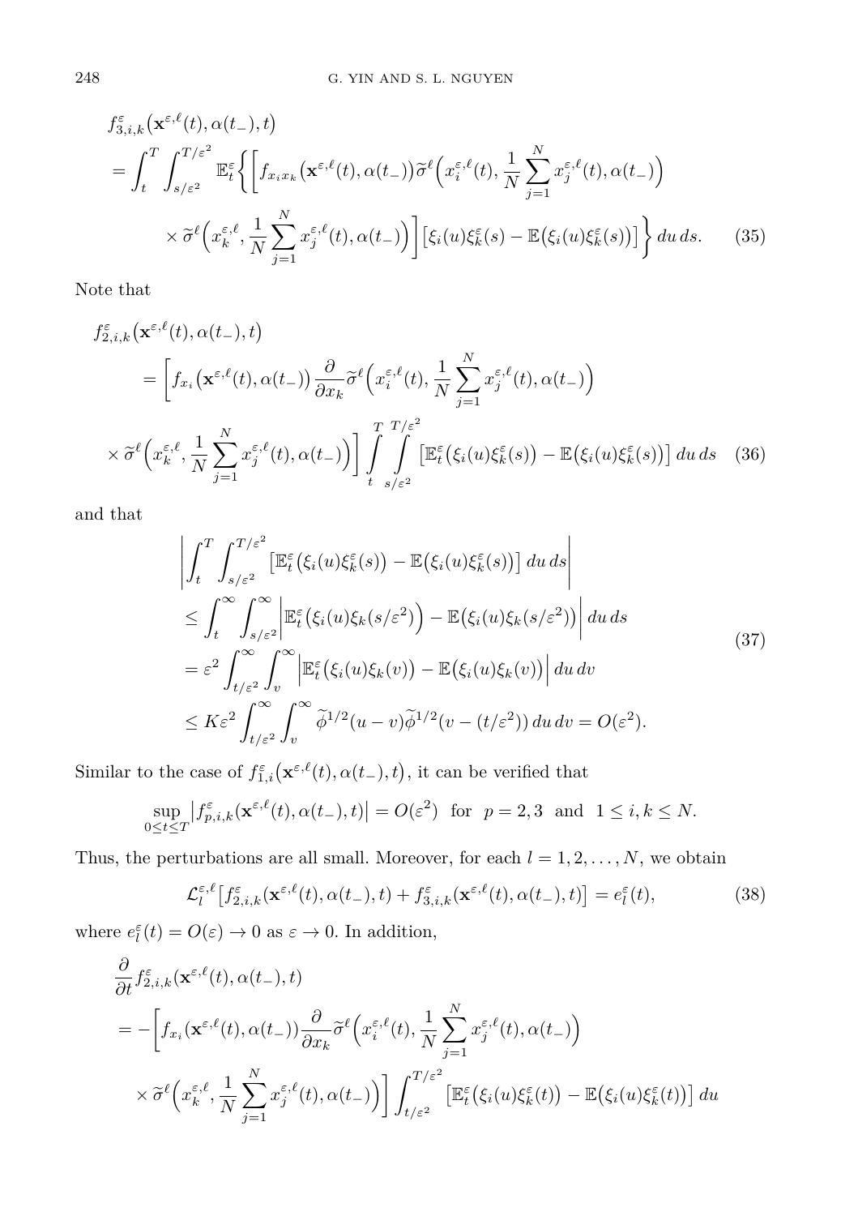$$
\begin{aligned}
&f^{\varepsilon}_{3,i,k}\big(\mathbf{x}^{\varepsilon,\ell}(t),\alpha(t_-),t\big)\\
&=\int_t^T\int_{s/\varepsilon^2}^{T/\varepsilon^2}\mathbb{E}^{\varepsilon}_t\bigg\{\bigg[f_{x_ix_k}\big(\mathbf{x}^{\varepsilon,\ell}(t),\alpha(t_-)\big)\widetilde{\sigma}^{\ell}\Big(x^{\varepsilon,\ell}_i(t),\frac{1}{N}\sum_{j=1}^{N}x^{\varepsilon,\ell}_j(t),\alpha(t_-)\Big)\\
&\qquad\times\widetilde{\sigma}^{\ell}\Big(x^{\varepsilon,\ell}_k,\frac{1}{N}\sum_{j=1}^{N}x^{\varepsilon,\ell}_j(t),\alpha(t_-)\Big)\bigg]\big[\xi_i(u)\xi^{\varepsilon}_k(s)-\mathbb{E}\big(\xi_i(u)\xi^{\varepsilon}_k(s)\big)\big]\bigg\}\,du\,ds. \qquad (35)
\end{aligned}
$$

Note that

$$
\begin{aligned}
&f^{\varepsilon}_{2,i,k}\big(\mathbf{x}^{\varepsilon,\ell}(t),\alpha(t_-),t\big)\\
&\quad=\bigg[f_{x_i}\big(\mathbf{x}^{\varepsilon,\ell}(t),\alpha(t_-)\big)\frac{\partial}{\partial x_k}\widetilde{\sigma}^{\ell}\Big(x^{\varepsilon,\ell}_i(t),\frac{1}{N}\sum_{j=1}^{N}x^{\varepsilon,\ell}_j(t),\alpha(t_-)\Big)\\
&\times\widetilde{\sigma}^{\ell}\Big(x^{\varepsilon,\ell}_k,\frac{1}{N}\sum_{j=1}^{N}x^{\varepsilon,\ell}_j(t),\alpha(t_-)\Big)\bigg]\int_t^T\int_{s/\varepsilon^2}^{T/\varepsilon^2}\big[\mathbb{E}^{\varepsilon}_t\big(\xi_i(u)\xi^{\varepsilon}_k(s)\big)-\mathbb{E}\big(\xi_i(u)\xi^{\varepsilon}_k(s)\big)\big]\,du\,ds \qquad (36)
\end{aligned}
$$

and that

$$
\begin{aligned}
&\bigg|\int_t^T\int_{s/\varepsilon^2}^{T/\varepsilon^2}\big[\mathbb{E}^{\varepsilon}_t\big(\xi_i(u)\xi^{\varepsilon}_k(s)\big)-\mathbb{E}\big(\xi_i(u)\xi^{\varepsilon}_k(s)\big)\big]\,du\,ds\bigg|\\
&\leq\int_t^\infty\int_{s/\varepsilon^2}^\infty\Big|\mathbb{E}^{\varepsilon}_t\big(\xi_i(u)\xi_k(s/\varepsilon^2)\big)-\mathbb{E}\big(\xi_i(u)\xi_k(s/\varepsilon^2)\big)\Big|\,du\,ds\\
&=\varepsilon^2\int_{t/\varepsilon^2}^\infty\int_v^\infty\Big|\mathbb{E}^{\varepsilon}_t\big(\xi_i(u)\xi_k(v)\big)-\mathbb{E}\big(\xi_i(u)\xi_k(v)\big)\Big|\,du\,dv\\
&\leq K\varepsilon^2\int_{t/\varepsilon^2}^\infty\int_v^\infty\widetilde{\phi}^{1/2}(u-v)\widetilde{\phi}^{1/2}(v-(t/\varepsilon^2))\,du\,dv=O(\varepsilon^2).
\end{aligned}
\qquad (37)
$$

Similar to the case of $f^{\varepsilon}_{1,i}\big(\mathbf{x}^{\varepsilon,\ell}(t),\alpha(t_-),t\big)$, it can be verified that

$$
\sup_{0\leq t\leq T}\big|f^{\varepsilon}_{p,i,k}(\mathbf{x}^{\varepsilon,\ell}(t),\alpha(t_-),t)\big|=O(\varepsilon^2)\ \text{ for }\ p=2,3\ \text{ and }\ 1\leq i,k\leq N.
$$

Thus, the perturbations are all small. Moreover, for each $l=1,2,\ldots,N$, we obtain

$$
\mathcal{L}^{\varepsilon,\ell}_l\big[f^{\varepsilon}_{2,i,k}(\mathbf{x}^{\varepsilon,\ell}(t),\alpha(t_-),t)+f^{\varepsilon}_{3,i,k}(\mathbf{x}^{\varepsilon,\ell}(t),\alpha(t_-),t)\big]=e^{\varepsilon}_l(t), \qquad (38)
$$

where $e^{\varepsilon}_l(t)=O(\varepsilon)\to 0$ as $\varepsilon\to 0$. In addition,

$$
\begin{aligned}
&\frac{\partial}{\partial t}f^{\varepsilon}_{2,i,k}(\mathbf{x}^{\varepsilon,\ell}(t),\alpha(t_-),t)\\
&=-\bigg[f_{x_i}(\mathbf{x}^{\varepsilon,\ell}(t),\alpha(t_-))\frac{\partial}{\partial x_k}\widetilde{\sigma}^{\ell}\Big(x^{\varepsilon,\ell}_i(t),\frac{1}{N}\sum_{j=1}^{N}x^{\varepsilon,\ell}_j(t),\alpha(t_-)\Big)\\
&\quad\times\widetilde{\sigma}^{\ell}\Big(x^{\varepsilon,\ell}_k,\frac{1}{N}\sum_{j=1}^{N}x^{\varepsilon,\ell}_j(t),\alpha(t_-)\Big)\bigg]\int_{t/\varepsilon^2}^{T/\varepsilon^2}\big[\mathbb{E}^{\varepsilon}_t\big(\xi_i(u)\xi^{\varepsilon}_k(t)\big)-\mathbb{E}\big(\xi_i(u)\xi^{\varepsilon}_k(t)\big)\big]\,du
\end{aligned}
$$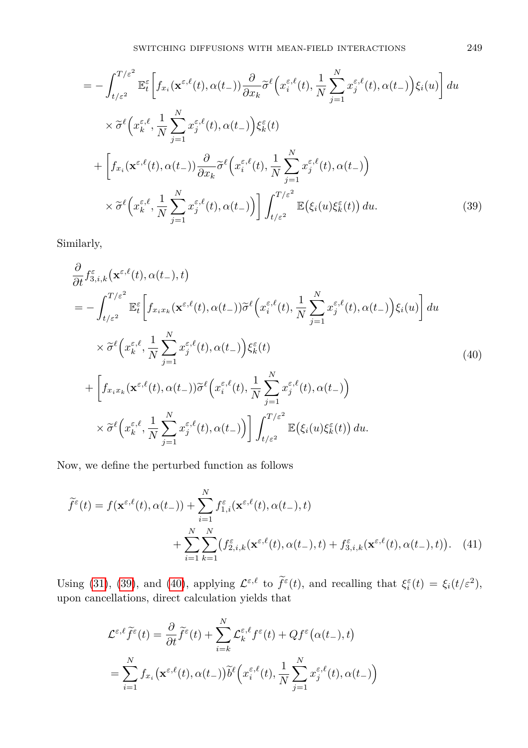$$
\begin{aligned}
&= -\int_{t/\varepsilon^2}^{T/\varepsilon^2} \mathbb{E}_t^\varepsilon \Big[ f_{x_i}(\mathbf{x}^{\varepsilon,\ell}(t),\alpha(t_-)) \frac{\partial}{\partial x_k} \widetilde{\sigma}^\ell \Big( x_i^{\varepsilon,\ell}(t), \frac{1}{N}\sum_{j=1}^N x_j^{\varepsilon,\ell}(t), \alpha(t_-) \Big) \xi_i(u) \Big]\, du \\
&\quad \times \widetilde{\sigma}^\ell \Big( x_k^{\varepsilon,\ell}, \frac{1}{N}\sum_{j=1}^N x_j^{\varepsilon,\ell}(t), \alpha(t_-) \Big) \xi_k^\varepsilon(t) \\
&\quad + \Big[ f_{x_i}(\mathbf{x}^{\varepsilon,\ell}(t),\alpha(t_-)) \frac{\partial}{\partial x_k} \widetilde{\sigma}^\ell \Big( x_i^{\varepsilon,\ell}(t), \frac{1}{N}\sum_{j=1}^N x_j^{\varepsilon,\ell}(t), \alpha(t_-) \Big) \\
&\quad \times \widetilde{\sigma}^\ell \Big( x_k^{\varepsilon,\ell}, \frac{1}{N}\sum_{j=1}^N x_j^{\varepsilon,\ell}(t), \alpha(t_-) \Big) \Big] \int_{t/\varepsilon^2}^{T/\varepsilon^2} \mathbb{E}\big( \xi_i(u) \xi_k^\varepsilon(t) \big)\, du. \qquad (39)
\end{aligned}
$$

Similarly,

$$
\begin{aligned}
&\frac{\partial}{\partial t} f_{3,i,k}^\varepsilon \big( \mathbf{x}^{\varepsilon,\ell}(t), \alpha(t_-), t \big) \\
&= -\int_{t/\varepsilon^2}^{T/\varepsilon^2} \mathbb{E}_t^\varepsilon \Big[ f_{x_i x_k}(\mathbf{x}^{\varepsilon,\ell}(t),\alpha(t_-)) \widetilde{\sigma}^\ell \Big( x_i^{\varepsilon,\ell}(t), \frac{1}{N}\sum_{j=1}^N x_j^{\varepsilon,\ell}(t), \alpha(t_-) \Big) \xi_i(u) \Big]\, du \\
&\quad \times \widetilde{\sigma}^\ell \Big( x_k^{\varepsilon,\ell}, \frac{1}{N}\sum_{j=1}^N x_j^{\varepsilon,\ell}(t), \alpha(t_-) \Big) \xi_k^\varepsilon(t) \\
&\quad + \Big[ f_{x_i x_k}(\mathbf{x}^{\varepsilon,\ell}(t),\alpha(t_-)) \widetilde{\sigma}^\ell \Big( x_i^{\varepsilon,\ell}(t), \frac{1}{N}\sum_{j=1}^N x_j^{\varepsilon,\ell}(t), \alpha(t_-) \Big) \\
&\quad \times \widetilde{\sigma}^\ell \Big( x_k^{\varepsilon,\ell}, \frac{1}{N}\sum_{j=1}^N x_j^{\varepsilon,\ell}(t), \alpha(t_-) \Big) \Big] \int_{t/\varepsilon^2}^{T/\varepsilon^2} \mathbb{E}\big( \xi_i(u) \xi_k^\varepsilon(t) \big)\, du.
\end{aligned}
\qquad (40)
$$

Now, we define the perturbed function as follows

$$
\begin{aligned}
\widetilde{f}^\varepsilon(t) = f(\mathbf{x}^{\varepsilon,\ell}(t), \alpha(t_-)) &+ \sum_{i=1}^N f_{1,i}^\varepsilon(\mathbf{x}^{\varepsilon,\ell}(t), \alpha(t_-), t) \\
&+ \sum_{i=1}^N \sum_{k=1}^N \big( f_{2,i,k}^\varepsilon(\mathbf{x}^{\varepsilon,\ell}(t), \alpha(t_-), t) + f_{3,i,k}^\varepsilon(\mathbf{x}^{\varepsilon,\ell}(t), \alpha(t_-), t) \big). \qquad (41)
\end{aligned}
$$

Using (31), (39), and (40), applying $\mathcal{L}^{\varepsilon,\ell}$ to $\widetilde{f}^\varepsilon(t)$, and recalling that $\xi_i^\varepsilon(t) = \xi_i(t/\varepsilon^2)$, upon cancellations, direct calculation yields that

$$
\begin{aligned}
\mathcal{L}^{\varepsilon,\ell} \widetilde{f}^\varepsilon(t) &= \frac{\partial}{\partial t} \widetilde{f}^\varepsilon(t) + \sum_{i=k}^N \mathcal{L}_k^{\varepsilon,\ell} f^\varepsilon(t) + Q f^\varepsilon\big(\alpha(t_-), t\big) \\
&= \sum_{i=1}^N f_{x_i}\big( \mathbf{x}^{\varepsilon,\ell}(t), \alpha(t_-) \big) \widetilde{b}^\ell \Big( x_i^{\varepsilon,\ell}(t), \frac{1}{N}\sum_{j=1}^N x_j^{\varepsilon,\ell}(t), \alpha(t_-) \Big)
\end{aligned}
$$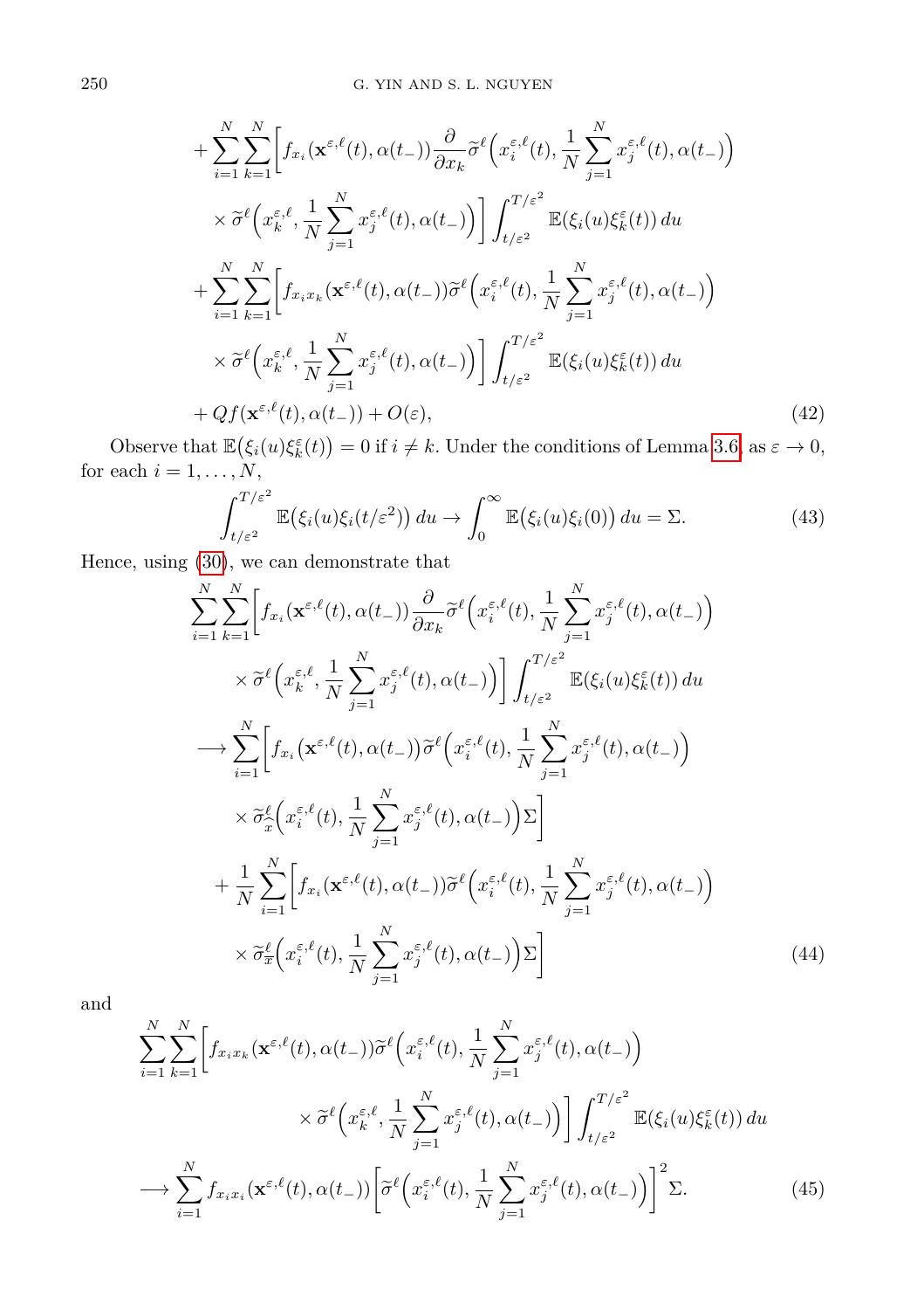$$
\begin{aligned}
&+\sum_{i=1}^{N}\sum_{k=1}^{N}\Big[f_{x_i}(\mathbf{x}^{\varepsilon,\ell}(t),\alpha(t_-))\frac{\partial}{\partial x_k}\widetilde{\sigma}^{\ell}\Big(x_i^{\varepsilon,\ell}(t),\frac{1}{N}\sum_{j=1}^{N}x_j^{\varepsilon,\ell}(t),\alpha(t_-)\Big)\\
&\quad\times\widetilde{\sigma}^{\ell}\Big(x_k^{\varepsilon,\ell},\frac{1}{N}\sum_{j=1}^{N}x_j^{\varepsilon,\ell}(t),\alpha(t_-)\Big)\Big]\int_{t/\varepsilon^2}^{T/\varepsilon^2}\mathbb{E}(\xi_i(u)\xi_k^{\varepsilon}(t))\,du\\
&+\sum_{i=1}^{N}\sum_{k=1}^{N}\Big[f_{x_ix_k}(\mathbf{x}^{\varepsilon,\ell}(t),\alpha(t_-))\widetilde{\sigma}^{\ell}\Big(x_i^{\varepsilon,\ell}(t),\frac{1}{N}\sum_{j=1}^{N}x_j^{\varepsilon,\ell}(t),\alpha(t_-)\Big)\\
&\quad\times\widetilde{\sigma}^{\ell}\Big(x_k^{\varepsilon,\ell},\frac{1}{N}\sum_{j=1}^{N}x_j^{\varepsilon,\ell}(t),\alpha(t_-)\Big)\Big]\int_{t/\varepsilon^2}^{T/\varepsilon^2}\mathbb{E}(\xi_i(u)\xi_k^{\varepsilon}(t))\,du\\
&+Qf(\mathbf{x}^{\varepsilon,\ell}(t),\alpha(t_-))+O(\varepsilon),
\end{aligned}
\tag{42}
$$

Observe that $\mathbb{E}\big(\xi_i(u)\xi_k^{\varepsilon}(t)\big)=0$ if $i\neq k$. Under the conditions of Lemma 3.6, as $\varepsilon\to 0$, for each $i=1,\dots,N$,

$$
\int_{t/\varepsilon^2}^{T/\varepsilon^2}\mathbb{E}\big(\xi_i(u)\xi_i(t/\varepsilon^2)\big)\,du\to\int_0^{\infty}\mathbb{E}\big(\xi_i(u)\xi_i(0)\big)\,du=\Sigma. \tag{43}
$$

Hence, using (30), we can demonstrate that

$$
\begin{aligned}
&\sum_{i=1}^{N}\sum_{k=1}^{N}\Big[f_{x_i}(\mathbf{x}^{\varepsilon,\ell}(t),\alpha(t_-))\frac{\partial}{\partial x_k}\widetilde{\sigma}^{\ell}\Big(x_i^{\varepsilon,\ell}(t),\frac{1}{N}\sum_{j=1}^{N}x_j^{\varepsilon,\ell}(t),\alpha(t_-)\Big)\\
&\qquad\times\widetilde{\sigma}^{\ell}\Big(x_k^{\varepsilon,\ell},\frac{1}{N}\sum_{j=1}^{N}x_j^{\varepsilon,\ell}(t),\alpha(t_-)\Big)\Big]\int_{t/\varepsilon^2}^{T/\varepsilon^2}\mathbb{E}(\xi_i(u)\xi_k^{\varepsilon}(t))\,du\\
&\longrightarrow\sum_{i=1}^{N}\Big[f_{x_i}(\mathbf{x}^{\varepsilon,\ell}(t),\alpha(t_-))\widetilde{\sigma}^{\ell}\Big(x_i^{\varepsilon,\ell}(t),\frac{1}{N}\sum_{j=1}^{N}x_j^{\varepsilon,\ell}(t),\alpha(t_-)\Big)\\
&\qquad\times\widetilde{\sigma}^{\ell}_{x}\Big(x_i^{\varepsilon,\ell}(t),\frac{1}{N}\sum_{j=1}^{N}x_j^{\varepsilon,\ell}(t),\alpha(t_-)\Big)\Sigma\Big]\\
&\quad+\frac{1}{N}\sum_{i=1}^{N}\Big[f_{x_i}(\mathbf{x}^{\varepsilon,\ell}(t),\alpha(t_-))\widetilde{\sigma}^{\ell}\Big(x_i^{\varepsilon,\ell}(t),\frac{1}{N}\sum_{j=1}^{N}x_j^{\varepsilon,\ell}(t),\alpha(t_-)\Big)\\
&\qquad\times\widetilde{\sigma}^{\ell}_{\overline{x}}\Big(x_i^{\varepsilon,\ell}(t),\frac{1}{N}\sum_{j=1}^{N}x_j^{\varepsilon,\ell}(t),\alpha(t_-)\Big)\Sigma\Big]
\end{aligned}
\tag{44}
$$

and

$$
\begin{aligned}
&\sum_{i=1}^{N}\sum_{k=1}^{N}\Big[f_{x_ix_k}(\mathbf{x}^{\varepsilon,\ell}(t),\alpha(t_-))\widetilde{\sigma}^{\ell}\Big(x_i^{\varepsilon,\ell}(t),\frac{1}{N}\sum_{j=1}^{N}x_j^{\varepsilon,\ell}(t),\alpha(t_-)\Big)\\
&\qquad\qquad\times\widetilde{\sigma}^{\ell}\Big(x_k^{\varepsilon,\ell},\frac{1}{N}\sum_{j=1}^{N}x_j^{\varepsilon,\ell}(t),\alpha(t_-)\Big)\Big]\int_{t/\varepsilon^2}^{T/\varepsilon^2}\mathbb{E}(\xi_i(u)\xi_k^{\varepsilon}(t))\,du\\
&\longrightarrow\sum_{i=1}^{N}f_{x_ix_i}(\mathbf{x}^{\varepsilon,\ell}(t),\alpha(t_-))\Big[\widetilde{\sigma}^{\ell}\Big(x_i^{\varepsilon,\ell}(t),\frac{1}{N}\sum_{j=1}^{N}x_j^{\varepsilon,\ell}(t),\alpha(t_-)\Big)\Big]^2\Sigma.
\end{aligned}
\tag{45}
$$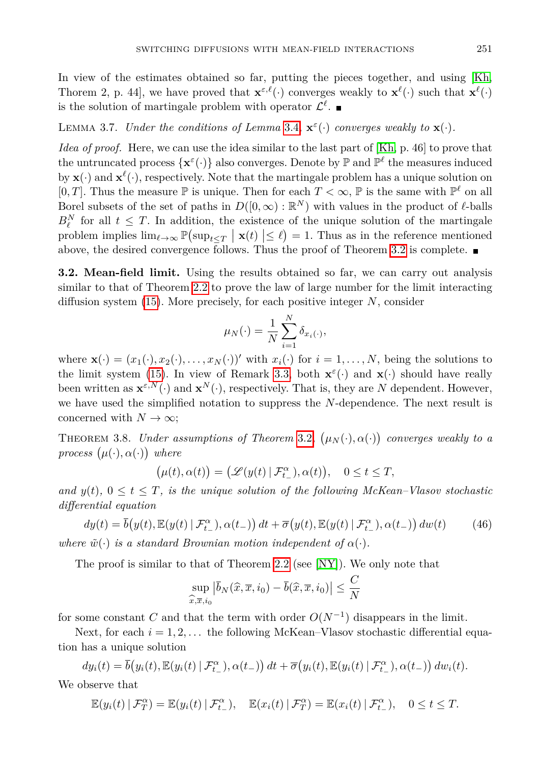In view of the estimates obtained so far, putting the pieces together, and using [Kh, Thorem 2, p. 44], we have proved that $\mathbf{x}^{\varepsilon,\ell}(\cdot)$ converges weakly to $\mathbf{x}^{\ell}(\cdot)$ such that $\mathbf{x}^{\ell}(\cdot)$ is the solution of martingale problem with operator $\mathcal{L}^{\ell}$. ■

LEMMA 3.7. *Under the conditions of Lemma 3.4, $\mathbf{x}^{\varepsilon}(\cdot)$ converges weakly to $\mathbf{x}(\cdot)$.*

*Idea of proof.* Here, we can use the idea similar to the last part of [Kh, p. 46] to prove that the untruncated process $\{\mathbf{x}^{\varepsilon}(\cdot)\}$ also converges. Denote by $\mathbb{P}$ and $\mathbb{P}^{\ell}$ the measures induced by $\mathbf{x}(\cdot)$ and $\mathbf{x}^{\ell}(\cdot)$, respectively. Note that the martingale problem has a unique solution on $[0, T]$. Thus the measure $\mathbb{P}$ is unique. Then for each $T < \infty$, $\mathbb{P}$ is the same with $\mathbb{P}^{\ell}$ on all Borel subsets of the set of paths in $D([0,\infty) : \mathbb{R}^N)$ with values in the product of $\ell$-balls $B^N_{\ell}$ for all $t \le T$. In addition, the existence of the unique solution of the martingale problem implies $\lim_{\ell\to\infty} \mathbb{P}\big(\sup_{t\le T} \mid \mathbf{x}(t) \mid\le \ell\big) = 1$. Thus as in the reference mentioned above, the desired convergence follows. Thus the proof of Theorem 3.2 is complete. ■

**3.2. Mean-field limit.** Using the results obtained so far, we can carry out analysis similar to that of Theorem 2.2 to prove the law of large number for the limit interacting diffusion system (15). More precisely, for each positive integer $N$, consider

$$\mu_N(\cdot) = \frac{1}{N}\sum_{i=1}^{N} \delta_{x_i(\cdot)},$$

where $\mathbf{x}(\cdot) = (x_1(\cdot), x_2(\cdot), \dots, x_N(\cdot))'$ with $x_i(\cdot)$ for $i = 1,\dots,N$, being the solutions to the limit system (15). In view of Remark 3.3, both $\mathbf{x}^{\varepsilon}(\cdot)$ and $\mathbf{x}(\cdot)$ should have really been written as $\mathbf{x}^{\varepsilon,N}(\cdot)$ and $\mathbf{x}^{N}(\cdot)$, respectively. That is, they are $N$ dependent. However, we have used the simplified notation to suppress the $N$-dependence. The next result is concerned with $N \to \infty$;

THEOREM 3.8. *Under assumptions of Theorem 3.2, $\big(\mu_N(\cdot), \alpha(\cdot)\big)$ converges weakly to a process $\big(\mu(\cdot), \alpha(\cdot)\big)$ where*

$$\big(\mu(t), \alpha(t)\big) = \big(\mathscr{L}(y(t) \mid \mathcal{F}^{\alpha}_{t_-}), \alpha(t)\big), \quad 0 \le t \le T,$$

*and $y(t)$, $0 \le t \le T$, is the unique solution of the following McKean–Vlasov stochastic differential equation*

$$dy(t) = \overline{b}\big(y(t), \mathbb{E}(y(t) \mid \mathcal{F}^{\alpha}_{t_-}), \alpha(t_-)\big)\, dt + \overline{\sigma}\big(y(t), \mathbb{E}(y(t) \mid \mathcal{F}^{\alpha}_{t_-}), \alpha(t_-)\big)\, dw(t) \tag{46}$$

*where $\tilde{w}(\cdot)$ is a standard Brownian motion independent of $\alpha(\cdot)$.*

The proof is similar to that of Theorem 2.2 (see [NY]). We only note that

$$\sup_{\widehat{x},\overline{x},i_0} \big|\overline{b}_N(\widehat{x}, \overline{x}, i_0) - \overline{b}(\widehat{x}, \overline{x}, i_0)\big| \le \frac{C}{N}$$

for some constant $C$ and that the term with order $O(N^{-1})$ disappears in the limit.

Next, for each $i = 1, 2, \dots$ the following McKean–Vlasov stochastic differential equation has a unique solution

$$dy_i(t) = \overline{b}\big(y_i(t), \mathbb{E}(y_i(t) \mid \mathcal{F}^{\alpha}_{t_-}), \alpha(t_-)\big)\, dt + \overline{\sigma}\big(y_i(t), \mathbb{E}(y_i(t) \mid \mathcal{F}^{\alpha}_{t_-}), \alpha(t_-)\big)\, dw_i(t).$$

We observe that

$$\mathbb{E}(y_i(t) \mid \mathcal{F}^{\alpha}_{T}) = \mathbb{E}(y_i(t) \mid \mathcal{F}^{\alpha}_{t_-}), \quad \mathbb{E}(x_i(t) \mid \mathcal{F}^{\alpha}_{T}) = \mathbb{E}(x_i(t) \mid \mathcal{F}^{\alpha}_{t_-}), \quad 0 \le t \le T.$$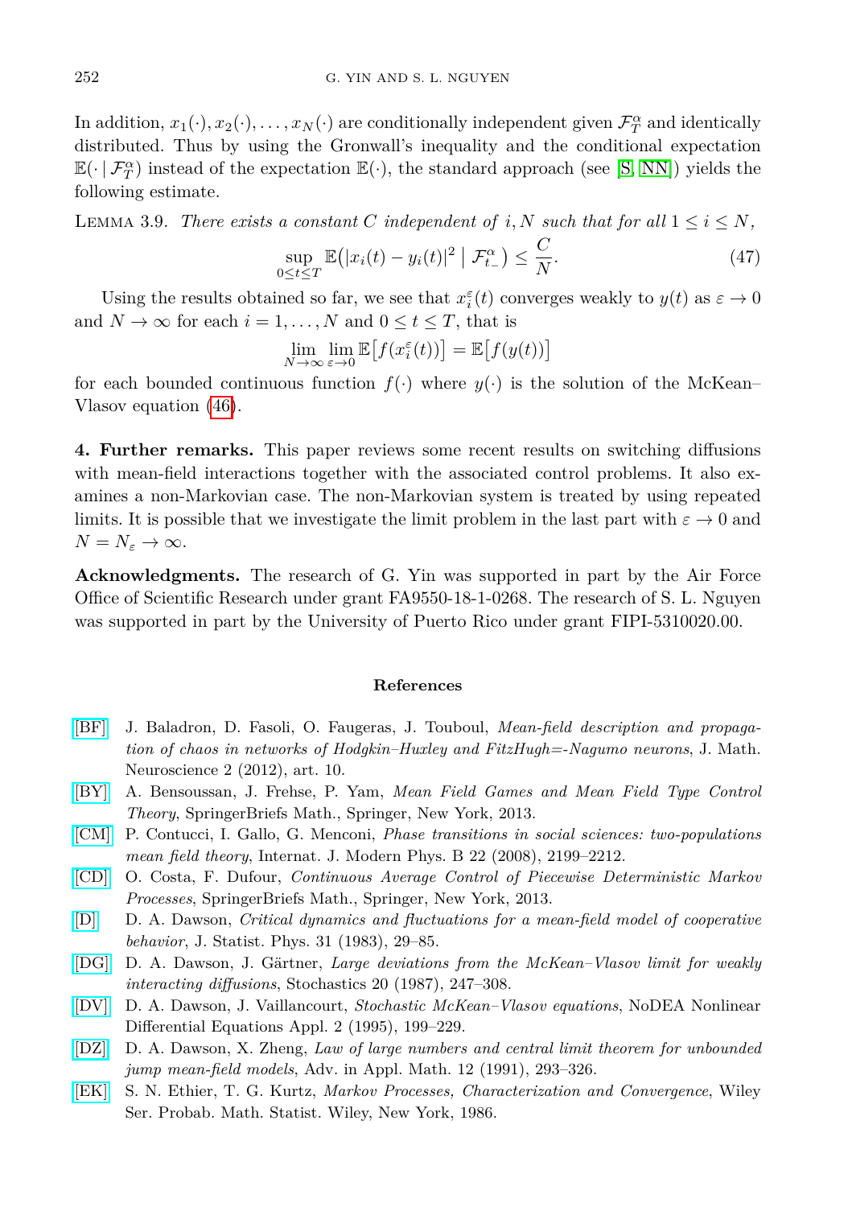In addition, $x_1(\cdot), x_2(\cdot), \ldots, x_N(\cdot)$ are conditionally independent given $\mathcal{F}_T^\alpha$ and identically distributed. Thus by using the Gronwall's inequality and the conditional expectation $\mathbb{E}(\cdot \mid \mathcal{F}_T^\alpha)$ instead of the expectation $\mathbb{E}(\cdot)$, the standard approach (see [S, NN]) yields the following estimate.

Lemma 3.9. *There exists a constant $C$ independent of $i, N$ such that for all $1 \le i \le N$,*

$$\sup_{0 \le t \le T} \mathbb{E}\big(|x_i(t) - y_i(t)|^2 \bigm| \mathcal{F}_{t_-}^\alpha\big) \le \frac{C}{N}. \tag{47}$$

Using the results obtained so far, we see that $x_i^\varepsilon(t)$ converges weakly to $y(t)$ as $\varepsilon \to 0$ and $N \to \infty$ for each $i = 1, \ldots, N$ and $0 \le t \le T$, that is

$$\lim_{N\to\infty} \lim_{\varepsilon\to 0} \mathbb{E}\big[f(x_i^\varepsilon(t))\big] = \mathbb{E}\big[f(y(t))\big]$$

for each bounded continuous function $f(\cdot)$ where $y(\cdot)$ is the solution of the McKean–Vlasov equation (46).

**4. Further remarks.** This paper reviews some recent results on switching diffusions with mean-field interactions together with the associated control problems. It also examines a non-Markovian case. The non-Markovian system is treated by using repeated limits. It is possible that we investigate the limit problem in the last part with $\varepsilon \to 0$ and $N = N_\varepsilon \to \infty$.

**Acknowledgments.** The research of G. Yin was supported in part by the Air Force Office of Scientific Research under grant FA9550-18-1-0268. The research of S. L. Nguyen was supported in part by the University of Puerto Rico under grant FIPI-5310020.00.

## References

[BF] J. Baladron, D. Fasoli, O. Faugeras, J. Touboul, *Mean-field description and propagation of chaos in networks of Hodgkin–Huxley and FitzHugh=-Nagumo neurons*, J. Math. Neuroscience 2 (2012), art. 10.

[BY] A. Bensoussan, J. Frehse, P. Yam, *Mean Field Games and Mean Field Type Control Theory*, SpringerBriefs Math., Springer, New York, 2013.

[CM] P. Contucci, I. Gallo, G. Menconi, *Phase transitions in social sciences: two-populations mean field theory*, Internat. J. Modern Phys. B 22 (2008), 2199–2212.

[CD] O. Costa, F. Dufour, *Continuous Average Control of Piecewise Deterministic Markov Processes*, SpringerBriefs Math., Springer, New York, 2013.

[D] D. A. Dawson, *Critical dynamics and fluctuations for a mean-field model of cooperative behavior*, J. Statist. Phys. 31 (1983), 29–85.

[DG] D. A. Dawson, J. Gärtner, *Large deviations from the McKean–Vlasov limit for weakly interacting diffusions*, Stochastics 20 (1987), 247–308.

[DV] D. A. Dawson, J. Vaillancourt, *Stochastic McKean–Vlasov equations*, NoDEA Nonlinear Differential Equations Appl. 2 (1995), 199–229.

[DZ] D. A. Dawson, X. Zheng, *Law of large numbers and central limit theorem for unbounded jump mean-field models*, Adv. in Appl. Math. 12 (1991), 293–326.

[EK] S. N. Ethier, T. G. Kurtz, *Markov Processes, Characterization and Convergence*, Wiley Ser. Probab. Math. Statist. Wiley, New York, 1986.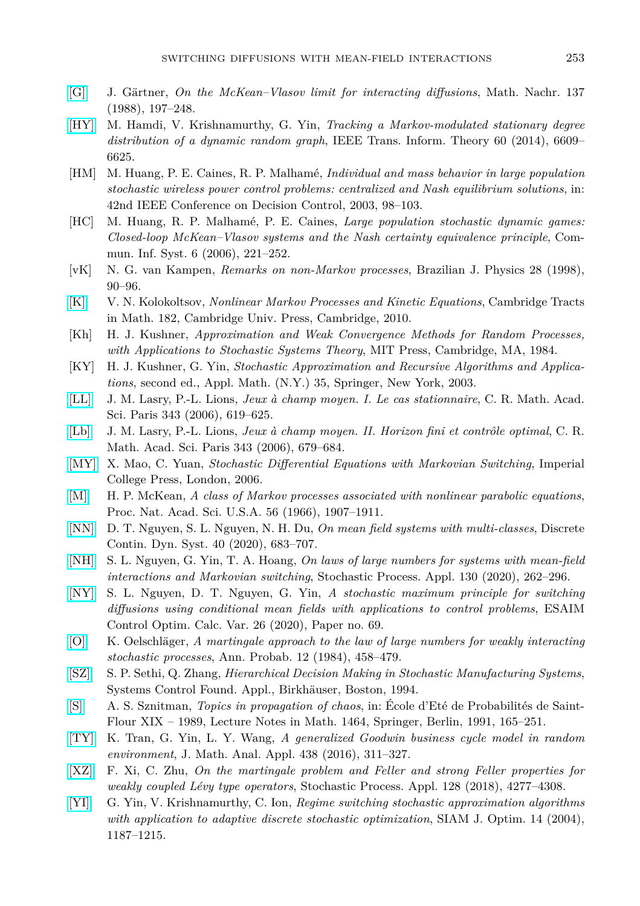[G] J. Gärtner, *On the McKean–Vlasov limit for interacting diffusions*, Math. Nachr. 137 (1988), 197–248.

[HY] M. Hamdi, V. Krishnamurthy, G. Yin, *Tracking a Markov-modulated stationary degree distribution of a dynamic random graph*, IEEE Trans. Inform. Theory 60 (2014), 6609–6625.

[HM] M. Huang, P. E. Caines, R. P. Malhamé, *Individual and mass behavior in large population stochastic wireless power control problems: centralized and Nash equilibrium solutions*, in: 42nd IEEE Conference on Decision Control, 2003, 98–103.

[HC] M. Huang, R. P. Malhamé, P. E. Caines, *Large population stochastic dynamic games: Closed-loop McKean–Vlasov systems and the Nash certainty equivalence principle*, Commun. Inf. Syst. 6 (2006), 221–252.

[vK] N. G. van Kampen, *Remarks on non-Markov processes*, Brazilian J. Physics 28 (1998), 90–96.

[K] V. N. Kolokoltsov, *Nonlinear Markov Processes and Kinetic Equations*, Cambridge Tracts in Math. 182, Cambridge Univ. Press, Cambridge, 2010.

[Kh] H. J. Kushner, *Approximation and Weak Convergence Methods for Random Processes, with Applications to Stochastic Systems Theory*, MIT Press, Cambridge, MA, 1984.

[KY] H. J. Kushner, G. Yin, *Stochastic Approximation and Recursive Algorithms and Applications*, second ed., Appl. Math. (N.Y.) 35, Springer, New York, 2003.

[LL] J. M. Lasry, P.-L. Lions, *Jeux à champ moyen. I. Le cas stationnaire*, C. R. Math. Acad. Sci. Paris 343 (2006), 619–625.

[Lb] J. M. Lasry, P.-L. Lions, *Jeux à champ moyen. II. Horizon fini et contrôle optimal*, C. R. Math. Acad. Sci. Paris 343 (2006), 679–684.

[MY] X. Mao, C. Yuan, *Stochastic Differential Equations with Markovian Switching*, Imperial College Press, London, 2006.

[M] H. P. McKean, *A class of Markov processes associated with nonlinear parabolic equations*, Proc. Nat. Acad. Sci. U.S.A. 56 (1966), 1907–1911.

[NN] D. T. Nguyen, S. L. Nguyen, N. H. Du, *On mean field systems with multi-classes*, Discrete Contin. Dyn. Syst. 40 (2020), 683–707.

[NH] S. L. Nguyen, G. Yin, T. A. Hoang, *On laws of large numbers for systems with mean-field interactions and Markovian switching*, Stochastic Process. Appl. 130 (2020), 262–296.

[NY] S. L. Nguyen, D. T. Nguyen, G. Yin, *A stochastic maximum principle for switching diffusions using conditional mean fields with applications to control problems*, ESAIM Control Optim. Calc. Var. 26 (2020), Paper no. 69.

[O] K. Oelschläger, *A martingale approach to the law of large numbers for weakly interacting stochastic processes*, Ann. Probab. 12 (1984), 458–479.

[SZ] S. P. Sethi, Q. Zhang, *Hierarchical Decision Making in Stochastic Manufacturing Systems*, Systems Control Found. Appl., Birkhäuser, Boston, 1994.

[S] A. S. Sznitman, *Topics in propagation of chaos*, in: École d'Eté de Probabilités de Saint-Flour XIX – 1989, Lecture Notes in Math. 1464, Springer, Berlin, 1991, 165–251.

[TY] K. Tran, G. Yin, L. Y. Wang, *A generalized Goodwin business cycle model in random environment*, J. Math. Anal. Appl. 438 (2016), 311–327.

[XZ] F. Xi, C. Zhu, *On the martingale problem and Feller and strong Feller properties for weakly coupled Lévy type operators*, Stochastic Process. Appl. 128 (2018), 4277–4308.

[YI] G. Yin, V. Krishnamurthy, C. Ion, *Regime switching stochastic approximation algorithms with application to adaptive discrete stochastic optimization*, SIAM J. Optim. 14 (2004), 1187–1215.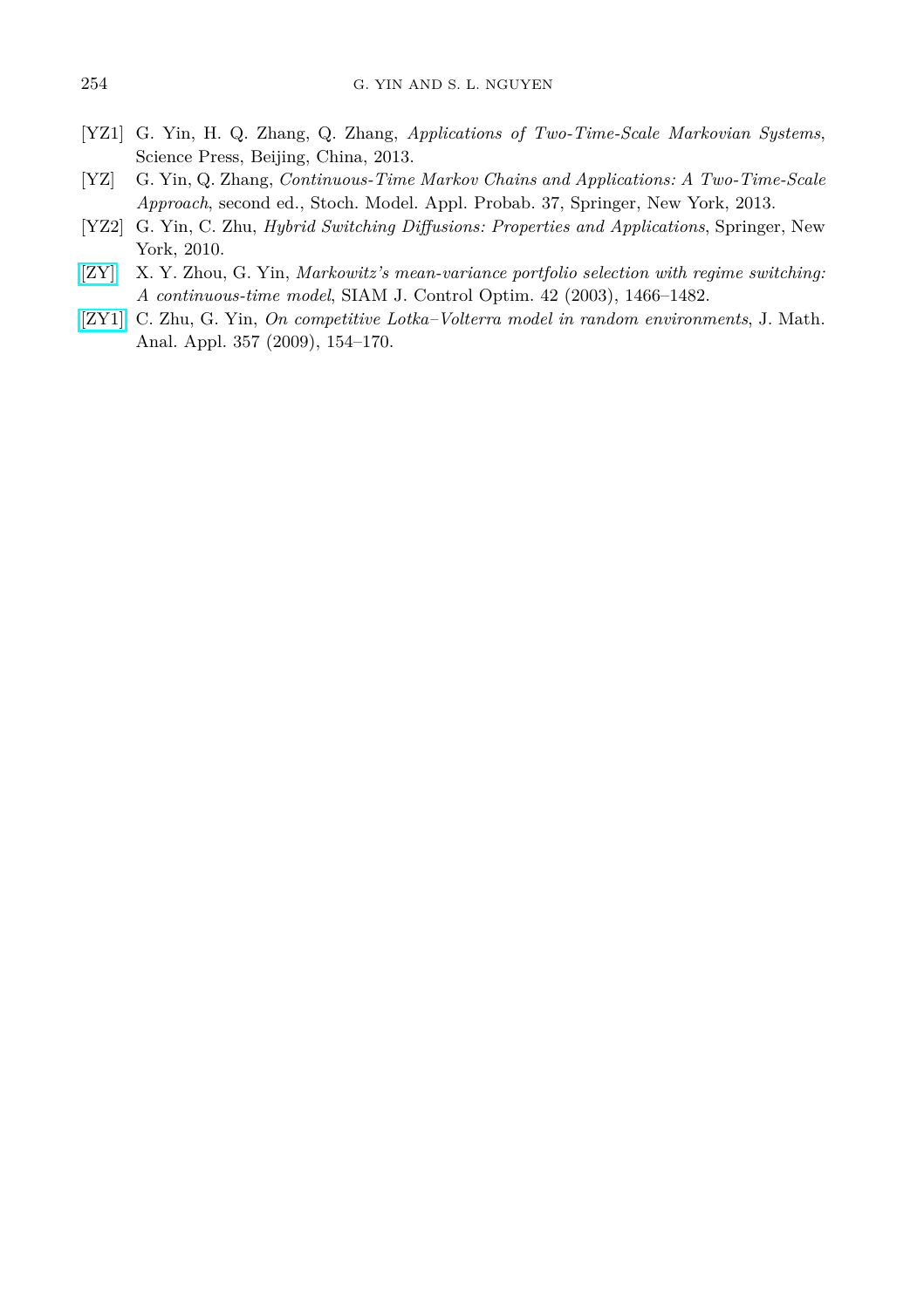[YZ1] G. Yin, H. Q. Zhang, Q. Zhang, *Applications of Two-Time-Scale Markovian Systems*, Science Press, Beijing, China, 2013.

[YZ] G. Yin, Q. Zhang, *Continuous-Time Markov Chains and Applications: A Two-Time-Scale Approach*, second ed., Stoch. Model. Appl. Probab. 37, Springer, New York, 2013.

[YZ2] G. Yin, C. Zhu, *Hybrid Switching Diffusions: Properties and Applications*, Springer, New York, 2010.

[ZY] X. Y. Zhou, G. Yin, *Markowitz's mean-variance portfolio selection with regime switching: A continuous-time model*, SIAM J. Control Optim. 42 (2003), 1466–1482.

[ZY1] C. Zhu, G. Yin, *On competitive Lotka–Volterra model in random environments*, J. Math. Anal. Appl. 357 (2009), 154–170.